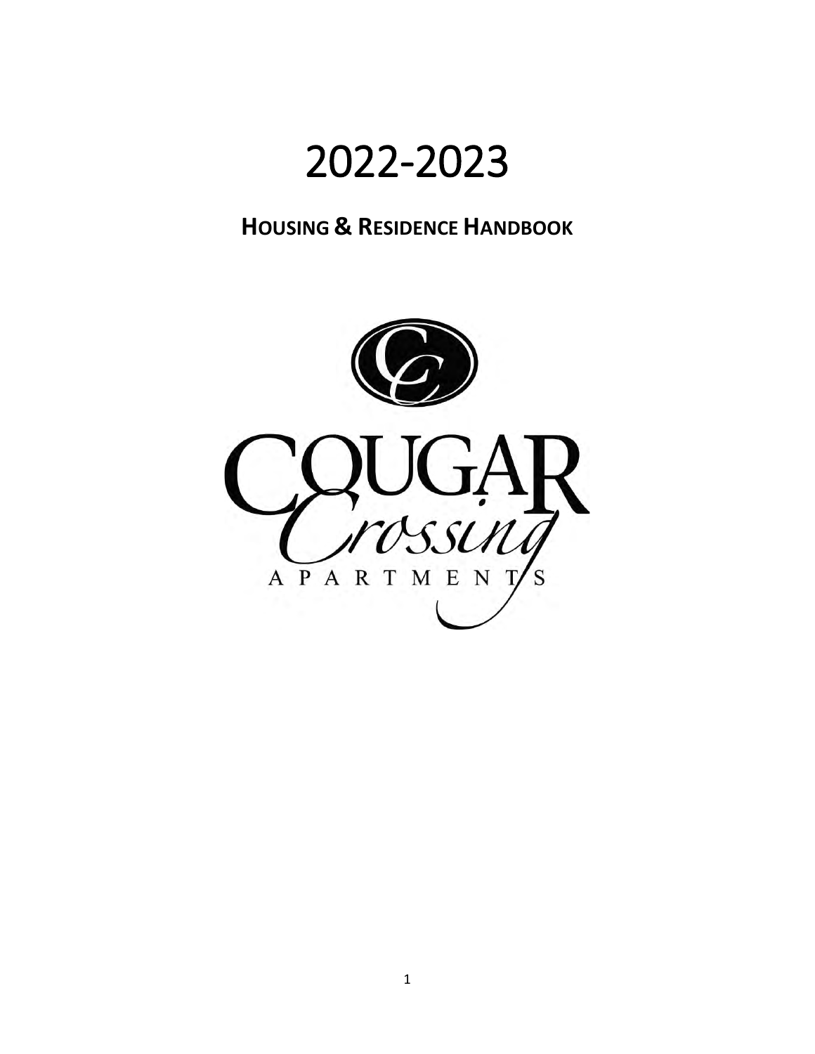# 2022-2023

## HOUSING & RESIDENCE HANDBOOK

COUGAR Crossing APARTMENTS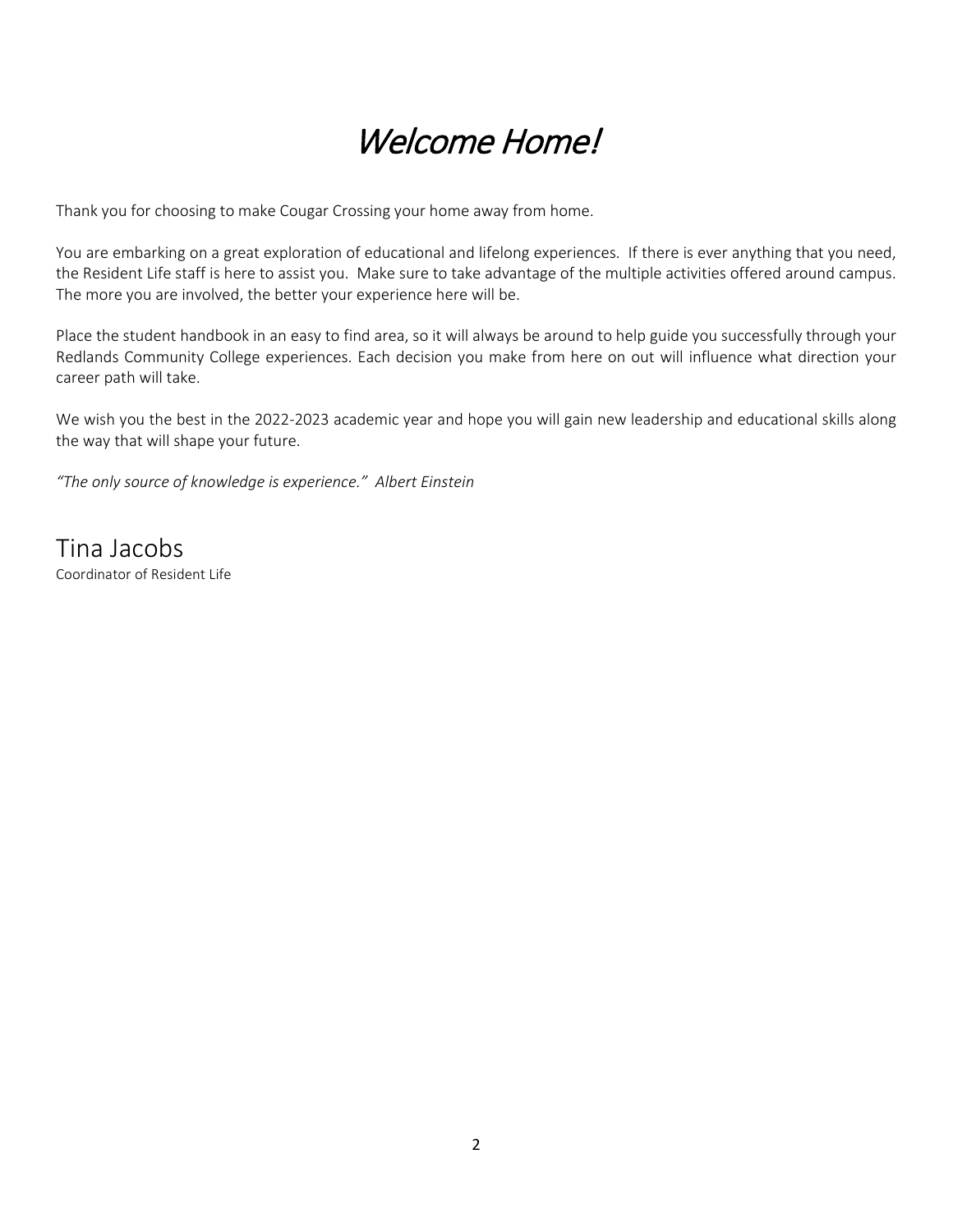# *Welcome Home!*

Thank you for choosing to make Cougar Crossing your home away from home.

You are embarking on a great exploration of educational and lifelong experiences. If there is ever anything that you need, the Resident Life staff is here to assist you. Make sure to take advantage of the multiple activities offered around campus. The more you are involved, the better your experience here will be.

Place the student handbook in an easy to find area, so it will always be around to help guide you successfully through your Redlands Community College experiences. Each decision you make from here on out will influence what direction your career path will take.

We wish you the best in the 2022-2023 academic year and hope you will gain new leadership and educational skills along the way that will shape your future.

*"The only source of knowledge is experience." Albert Einstein*

Tina Jacobs
Coordinator of Resident Life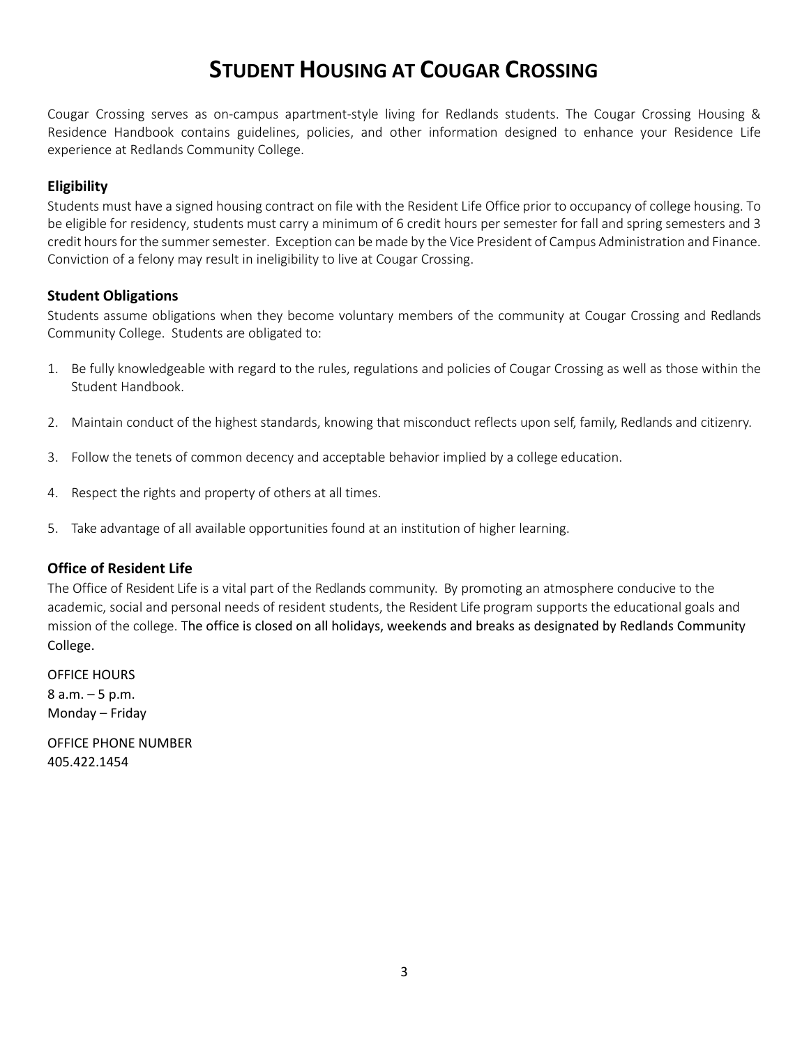# Student Housing at Cougar Crossing

Cougar Crossing serves as on-campus apartment-style living for Redlands students. The Cougar Crossing Housing & Residence Handbook contains guidelines, policies, and other information designed to enhance your Residence Life experience at Redlands Community College.

### Eligibility

Students must have a signed housing contract on file with the Resident Life Office prior to occupancy of college housing. To be eligible for residency, students must carry a minimum of 6 credit hours per semester for fall and spring semesters and 3 credit hours for the summer semester. Exception can be made by the Vice President of Campus Administration and Finance. Conviction of a felony may result in ineligibility to live at Cougar Crossing.

### Student Obligations

Students assume obligations when they become voluntary members of the community at Cougar Crossing and Redlands Community College. Students are obligated to:

1. Be fully knowledgeable with regard to the rules, regulations and policies of Cougar Crossing as well as those within the Student Handbook.
2. Maintain conduct of the highest standards, knowing that misconduct reflects upon self, family, Redlands and citizenry.
3. Follow the tenets of common decency and acceptable behavior implied by a college education.
4. Respect the rights and property of others at all times.
5. Take advantage of all available opportunities found at an institution of higher learning.

### Office of Resident Life

The Office of Resident Life is a vital part of the Redlands community. By promoting an atmosphere conducive to the academic, social and personal needs of resident students, the Resident Life program supports the educational goals and mission of the college. The office is closed on all holidays, weekends and breaks as designated by Redlands Community College.

OFFICE HOURS
8 a.m. – 5 p.m.
Monday – Friday

OFFICE PHONE NUMBER
405.422.1454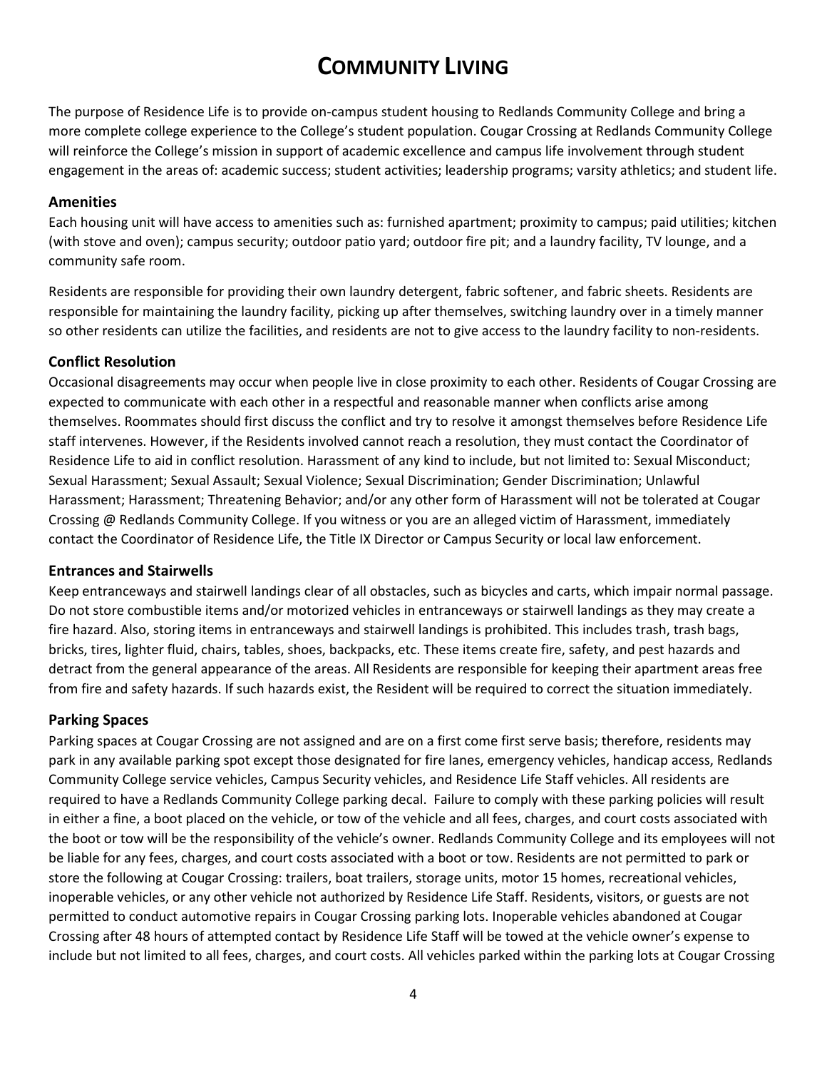# COMMUNITY LIVING

The purpose of Residence Life is to provide on-campus student housing to Redlands Community College and bring a more complete college experience to the College's student population. Cougar Crossing at Redlands Community College will reinforce the College's mission in support of academic excellence and campus life involvement through student engagement in the areas of: academic success; student activities; leadership programs; varsity athletics; and student life.

### Amenities

Each housing unit will have access to amenities such as: furnished apartment; proximity to campus; paid utilities; kitchen (with stove and oven); campus security; outdoor patio yard; outdoor fire pit; and a laundry facility, TV lounge, and a community safe room.

Residents are responsible for providing their own laundry detergent, fabric softener, and fabric sheets. Residents are responsible for maintaining the laundry facility, picking up after themselves, switching laundry over in a timely manner so other residents can utilize the facilities, and residents are not to give access to the laundry facility to non-residents.

### Conflict Resolution

Occasional disagreements may occur when people live in close proximity to each other. Residents of Cougar Crossing are expected to communicate with each other in a respectful and reasonable manner when conflicts arise among themselves. Roommates should first discuss the conflict and try to resolve it amongst themselves before Residence Life staff intervenes. However, if the Residents involved cannot reach a resolution, they must contact the Coordinator of Residence Life to aid in conflict resolution. Harassment of any kind to include, but not limited to: Sexual Misconduct; Sexual Harassment; Sexual Assault; Sexual Violence; Sexual Discrimination; Gender Discrimination; Unlawful Harassment; Harassment; Threatening Behavior; and/or any other form of Harassment will not be tolerated at Cougar Crossing @ Redlands Community College. If you witness or you are an alleged victim of Harassment, immediately contact the Coordinator of Residence Life, the Title IX Director or Campus Security or local law enforcement.

### Entrances and Stairwells

Keep entranceways and stairwell landings clear of all obstacles, such as bicycles and carts, which impair normal passage. Do not store combustible items and/or motorized vehicles in entranceways or stairwell landings as they may create a fire hazard. Also, storing items in entranceways and stairwell landings is prohibited. This includes trash, trash bags, bricks, tires, lighter fluid, chairs, tables, shoes, backpacks, etc. These items create fire, safety, and pest hazards and detract from the general appearance of the areas. All Residents are responsible for keeping their apartment areas free from fire and safety hazards. If such hazards exist, the Resident will be required to correct the situation immediately.

### Parking Spaces

Parking spaces at Cougar Crossing are not assigned and are on a first come first serve basis; therefore, residents may park in any available parking spot except those designated for fire lanes, emergency vehicles, handicap access, Redlands Community College service vehicles, Campus Security vehicles, and Residence Life Staff vehicles. All residents are required to have a Redlands Community College parking decal. Failure to comply with these parking policies will result in either a fine, a boot placed on the vehicle, or tow of the vehicle and all fees, charges, and court costs associated with the boot or tow will be the responsibility of the vehicle's owner. Redlands Community College and its employees will not be liable for any fees, charges, and court costs associated with a boot or tow. Residents are not permitted to park or store the following at Cougar Crossing: trailers, boat trailers, storage units, motor 15 homes, recreational vehicles, inoperable vehicles, or any other vehicle not authorized by Residence Life Staff. Residents, visitors, or guests are not permitted to conduct automotive repairs in Cougar Crossing parking lots. Inoperable vehicles abandoned at Cougar Crossing after 48 hours of attempted contact by Residence Life Staff will be towed at the vehicle owner's expense to include but not limited to all fees, charges, and court costs. All vehicles parked within the parking lots at Cougar Crossing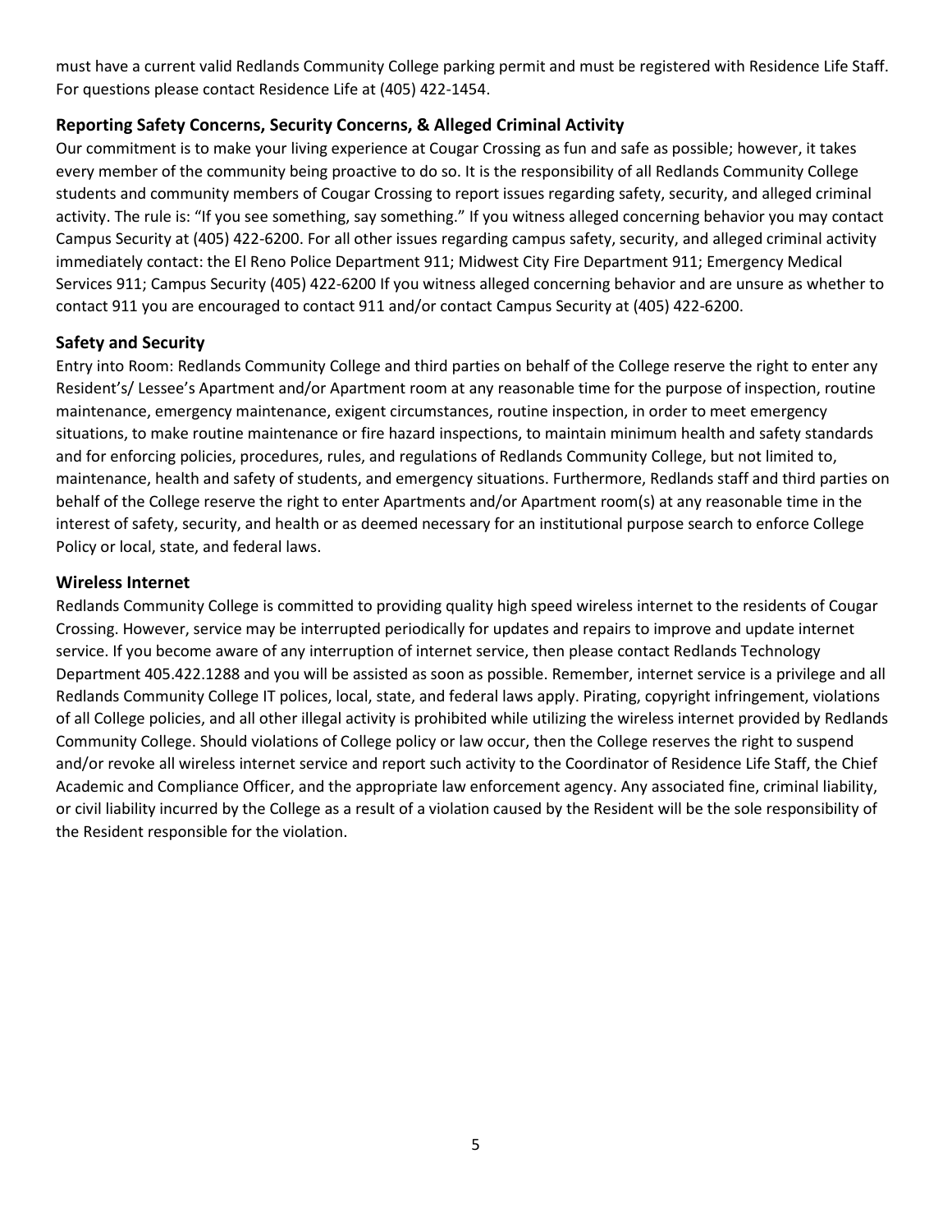must have a current valid Redlands Community College parking permit and must be registered with Residence Life Staff. For questions please contact Residence Life at (405) 422-1454.

### Reporting Safety Concerns, Security Concerns, & Alleged Criminal Activity

Our commitment is to make your living experience at Cougar Crossing as fun and safe as possible; however, it takes every member of the community being proactive to do so. It is the responsibility of all Redlands Community College students and community members of Cougar Crossing to report issues regarding safety, security, and alleged criminal activity. The rule is: "If you see something, say something." If you witness alleged concerning behavior you may contact Campus Security at (405) 422-6200. For all other issues regarding campus safety, security, and alleged criminal activity immediately contact: the El Reno Police Department 911; Midwest City Fire Department 911; Emergency Medical Services 911; Campus Security (405) 422-6200 If you witness alleged concerning behavior and are unsure as whether to contact 911 you are encouraged to contact 911 and/or contact Campus Security at (405) 422-6200.

### Safety and Security

Entry into Room: Redlands Community College and third parties on behalf of the College reserve the right to enter any Resident's/ Lessee's Apartment and/or Apartment room at any reasonable time for the purpose of inspection, routine maintenance, emergency maintenance, exigent circumstances, routine inspection, in order to meet emergency situations, to make routine maintenance or fire hazard inspections, to maintain minimum health and safety standards and for enforcing policies, procedures, rules, and regulations of Redlands Community College, but not limited to, maintenance, health and safety of students, and emergency situations. Furthermore, Redlands staff and third parties on behalf of the College reserve the right to enter Apartments and/or Apartment room(s) at any reasonable time in the interest of safety, security, and health or as deemed necessary for an institutional purpose search to enforce College Policy or local, state, and federal laws.

### Wireless Internet

Redlands Community College is committed to providing quality high speed wireless internet to the residents of Cougar Crossing. However, service may be interrupted periodically for updates and repairs to improve and update internet service. If you become aware of any interruption of internet service, then please contact Redlands Technology Department 405.422.1288 and you will be assisted as soon as possible. Remember, internet service is a privilege and all Redlands Community College IT polices, local, state, and federal laws apply. Pirating, copyright infringement, violations of all College policies, and all other illegal activity is prohibited while utilizing the wireless internet provided by Redlands Community College. Should violations of College policy or law occur, then the College reserves the right to suspend and/or revoke all wireless internet service and report such activity to the Coordinator of Residence Life Staff, the Chief Academic and Compliance Officer, and the appropriate law enforcement agency. Any associated fine, criminal liability, or civil liability incurred by the College as a result of a violation caused by the Resident will be the sole responsibility of the Resident responsible for the violation.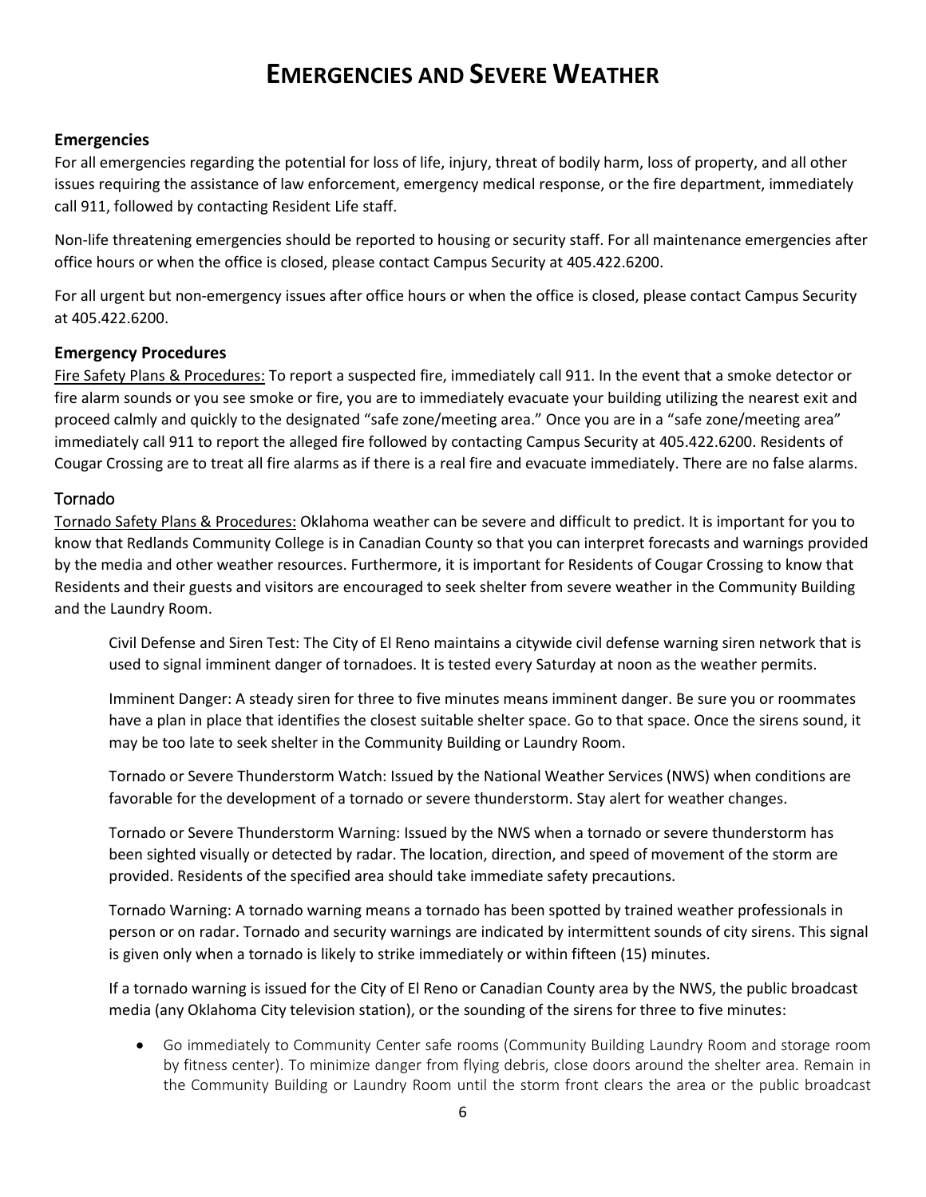# EMERGENCIES AND SEVERE WEATHER

### Emergencies

For all emergencies regarding the potential for loss of life, injury, threat of bodily harm, loss of property, and all other issues requiring the assistance of law enforcement, emergency medical response, or the fire department, immediately call 911, followed by contacting Resident Life staff.

Non-life threatening emergencies should be reported to housing or security staff. For all maintenance emergencies after office hours or when the office is closed, please contact Campus Security at 405.422.6200.

For all urgent but non-emergency issues after office hours or when the office is closed, please contact Campus Security at 405.422.6200.

### Emergency Procedures

Fire Safety Plans & Procedures: To report a suspected fire, immediately call 911. In the event that a smoke detector or fire alarm sounds or you see smoke or fire, you are to immediately evacuate your building utilizing the nearest exit and proceed calmly and quickly to the designated "safe zone/meeting area." Once you are in a "safe zone/meeting area" immediately call 911 to report the alleged fire followed by contacting Campus Security at 405.422.6200. Residents of Cougar Crossing are to treat all fire alarms as if there is a real fire and evacuate immediately. There are no false alarms.

### Tornado

Tornado Safety Plans & Procedures: Oklahoma weather can be severe and difficult to predict. It is important for you to know that Redlands Community College is in Canadian County so that you can interpret forecasts and warnings provided by the media and other weather resources. Furthermore, it is important for Residents of Cougar Crossing to know that Residents and their guests and visitors are encouraged to seek shelter from severe weather in the Community Building and the Laundry Room.

Civil Defense and Siren Test: The City of El Reno maintains a citywide civil defense warning siren network that is used to signal imminent danger of tornadoes. It is tested every Saturday at noon as the weather permits.

Imminent Danger: A steady siren for three to five minutes means imminent danger. Be sure you or roommates have a plan in place that identifies the closest suitable shelter space. Go to that space. Once the sirens sound, it may be too late to seek shelter in the Community Building or Laundry Room.

Tornado or Severe Thunderstorm Watch: Issued by the National Weather Services (NWS) when conditions are favorable for the development of a tornado or severe thunderstorm. Stay alert for weather changes.

Tornado or Severe Thunderstorm Warning: Issued by the NWS when a tornado or severe thunderstorm has been sighted visually or detected by radar. The location, direction, and speed of movement of the storm are provided. Residents of the specified area should take immediate safety precautions.

Tornado Warning: A tornado warning means a tornado has been spotted by trained weather professionals in person or on radar. Tornado and security warnings are indicated by intermittent sounds of city sirens. This signal is given only when a tornado is likely to strike immediately or within fifteen (15) minutes.

If a tornado warning is issued for the City of El Reno or Canadian County area by the NWS, the public broadcast media (any Oklahoma City television station), or the sounding of the sirens for three to five minutes:

- Go immediately to Community Center safe rooms (Community Building Laundry Room and storage room by fitness center). To minimize danger from flying debris, close doors around the shelter area. Remain in the Community Building or Laundry Room until the storm front clears the area or the public broadcast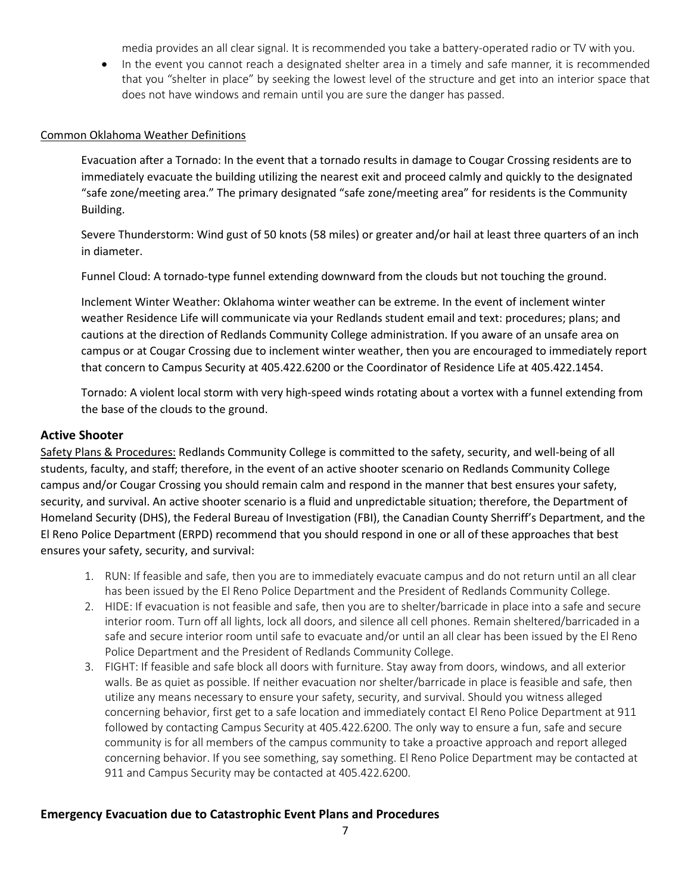media provides an all clear signal. It is recommended you take a battery-operated radio or TV with you.

- In the event you cannot reach a designated shelter area in a timely and safe manner, it is recommended that you "shelter in place" by seeking the lowest level of the structure and get into an interior space that does not have windows and remain until you are sure the danger has passed.

Common Oklahoma Weather Definitions

Evacuation after a Tornado: In the event that a tornado results in damage to Cougar Crossing residents are to immediately evacuate the building utilizing the nearest exit and proceed calmly and quickly to the designated "safe zone/meeting area." The primary designated "safe zone/meeting area" for residents is the Community Building.

Severe Thunderstorm: Wind gust of 50 knots (58 miles) or greater and/or hail at least three quarters of an inch in diameter.

Funnel Cloud: A tornado-type funnel extending downward from the clouds but not touching the ground.

Inclement Winter Weather: Oklahoma winter weather can be extreme. In the event of inclement winter weather Residence Life will communicate via your Redlands student email and text: procedures; plans; and cautions at the direction of Redlands Community College administration. If you aware of an unsafe area on campus or at Cougar Crossing due to inclement winter weather, then you are encouraged to immediately report that concern to Campus Security at 405.422.6200 or the Coordinator of Residence Life at 405.422.1454.

Tornado: A violent local storm with very high-speed winds rotating about a vortex with a funnel extending from the base of the clouds to the ground.

### Active Shooter

Safety Plans & Procedures: Redlands Community College is committed to the safety, security, and well-being of all students, faculty, and staff; therefore, in the event of an active shooter scenario on Redlands Community College campus and/or Cougar Crossing you should remain calm and respond in the manner that best ensures your safety, security, and survival. An active shooter scenario is a fluid and unpredictable situation; therefore, the Department of Homeland Security (DHS), the Federal Bureau of Investigation (FBI), the Canadian County Sherriff's Department, and the El Reno Police Department (ERPD) recommend that you should respond in one or all of these approaches that best ensures your safety, security, and survival:

1. RUN: If feasible and safe, then you are to immediately evacuate campus and do not return until an all clear has been issued by the El Reno Police Department and the President of Redlands Community College.
2. HIDE: If evacuation is not feasible and safe, then you are to shelter/barricade in place into a safe and secure interior room. Turn off all lights, lock all doors, and silence all cell phones. Remain sheltered/barricaded in a safe and secure interior room until safe to evacuate and/or until an all clear has been issued by the El Reno Police Department and the President of Redlands Community College.
3. FIGHT: If feasible and safe block all doors with furniture. Stay away from doors, windows, and all exterior walls. Be as quiet as possible. If neither evacuation nor shelter/barricade in place is feasible and safe, then utilize any means necessary to ensure your safety, security, and survival. Should you witness alleged concerning behavior, first get to a safe location and immediately contact El Reno Police Department at 911 followed by contacting Campus Security at 405.422.6200. The only way to ensure a fun, safe and secure community is for all members of the campus community to take a proactive approach and report alleged concerning behavior. If you see something, say something. El Reno Police Department may be contacted at 911 and Campus Security may be contacted at 405.422.6200.

### Emergency Evacuation due to Catastrophic Event Plans and Procedures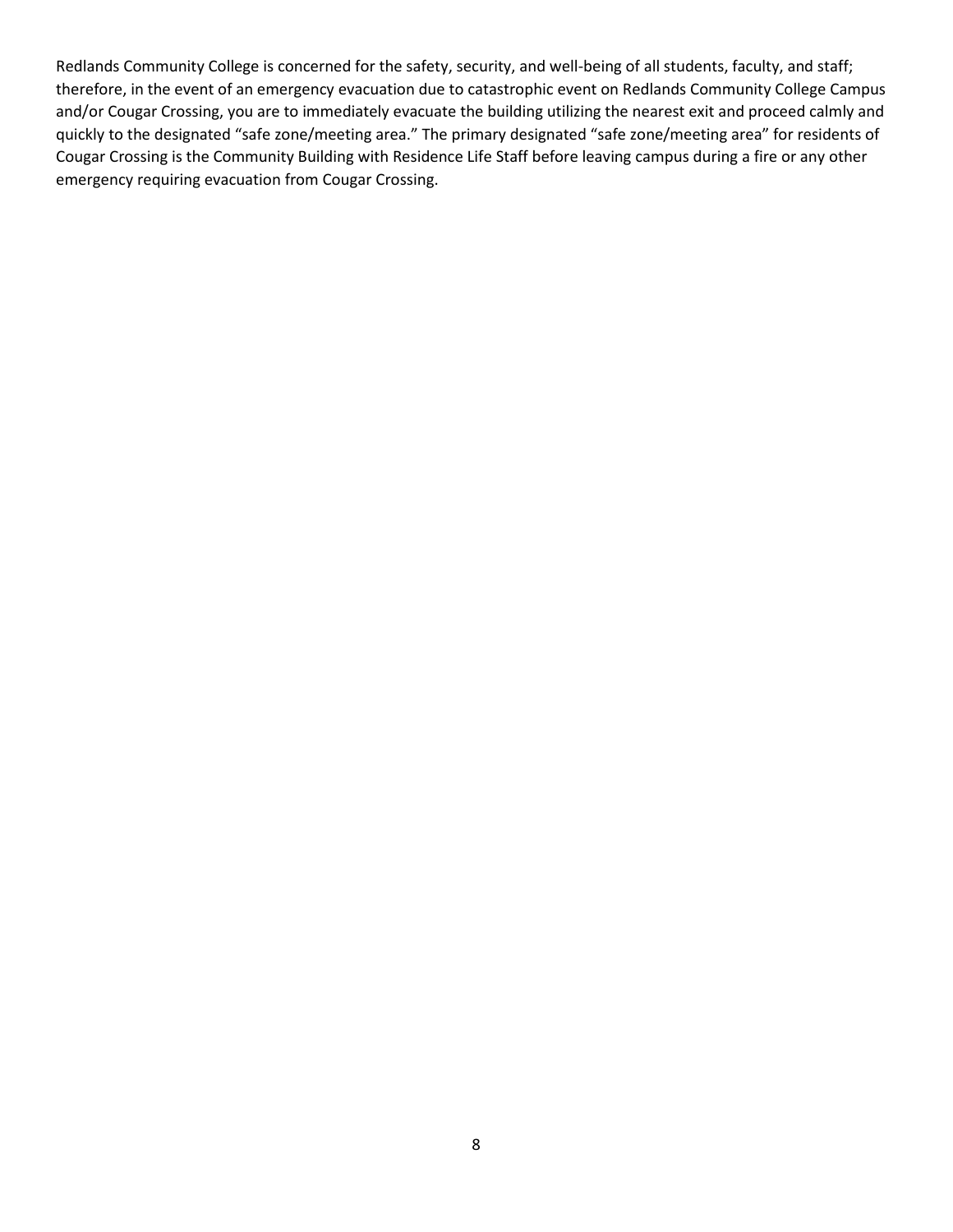Redlands Community College is concerned for the safety, security, and well-being of all students, faculty, and staff; therefore, in the event of an emergency evacuation due to catastrophic event on Redlands Community College Campus and/or Cougar Crossing, you are to immediately evacuate the building utilizing the nearest exit and proceed calmly and quickly to the designated "safe zone/meeting area." The primary designated "safe zone/meeting area" for residents of Cougar Crossing is the Community Building with Residence Life Staff before leaving campus during a fire or any other emergency requiring evacuation from Cougar Crossing.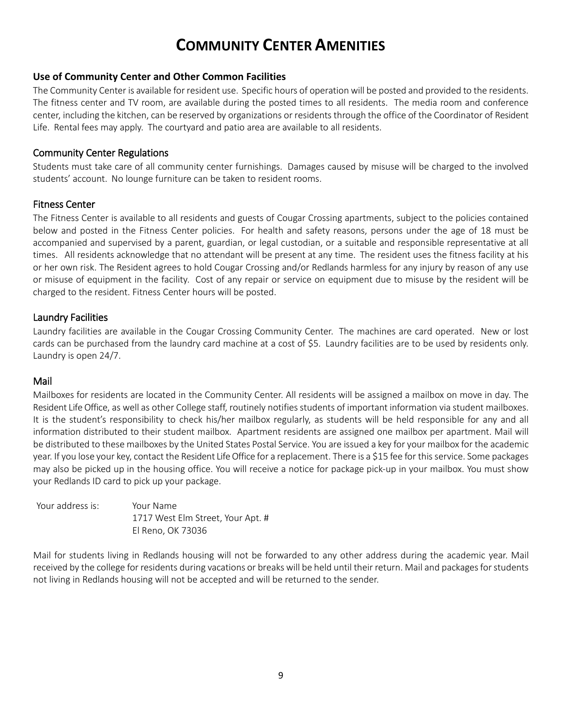# COMMUNITY CENTER AMENITIES

### Use of Community Center and Other Common Facilities

The Community Center is available for resident use. Specific hours of operation will be posted and provided to the residents. The fitness center and TV room, are available during the posted times to all residents. The media room and conference center, including the kitchen, can be reserved by organizations or residents through the office of the Coordinator of Resident Life. Rental fees may apply. The courtyard and patio area are available to all residents.

### Community Center Regulations

Students must take care of all community center furnishings. Damages caused by misuse will be charged to the involved students' account. No lounge furniture can be taken to resident rooms.

### Fitness Center

The Fitness Center is available to all residents and guests of Cougar Crossing apartments, subject to the policies contained below and posted in the Fitness Center policies. For health and safety reasons, persons under the age of 18 must be accompanied and supervised by a parent, guardian, or legal custodian, or a suitable and responsible representative at all times. All residents acknowledge that no attendant will be present at any time. The resident uses the fitness facility at his or her own risk. The Resident agrees to hold Cougar Crossing and/or Redlands harmless for any injury by reason of any use or misuse of equipment in the facility. Cost of any repair or service on equipment due to misuse by the resident will be charged to the resident. Fitness Center hours will be posted.

### Laundry Facilities

Laundry facilities are available in the Cougar Crossing Community Center. The machines are card operated. New or lost cards can be purchased from the laundry card machine at a cost of $5. Laundry facilities are to be used by residents only. Laundry is open 24/7.

### Mail

Mailboxes for residents are located in the Community Center. All residents will be assigned a mailbox on move in day. The Resident Life Office, as well as other College staff, routinely notifies students of important information via student mailboxes. It is the student's responsibility to check his/her mailbox regularly, as students will be held responsible for any and all information distributed to their student mailbox. Apartment residents are assigned one mailbox per apartment. Mail will be distributed to these mailboxes by the United States Postal Service. You are issued a key for your mailbox for the academic year. If you lose your key, contact the Resident Life Office for a replacement. There is a $15 fee for this service. Some packages may also be picked up in the housing office. You will receive a notice for package pick-up in your mailbox. You must show your Redlands ID card to pick up your package.

Your address is:

Your Name
1717 West Elm Street, Your Apt. #
El Reno, OK 73036

Mail for students living in Redlands housing will not be forwarded to any other address during the academic year. Mail received by the college for residents during vacations or breaks will be held until their return. Mail and packages for students not living in Redlands housing will not be accepted and will be returned to the sender.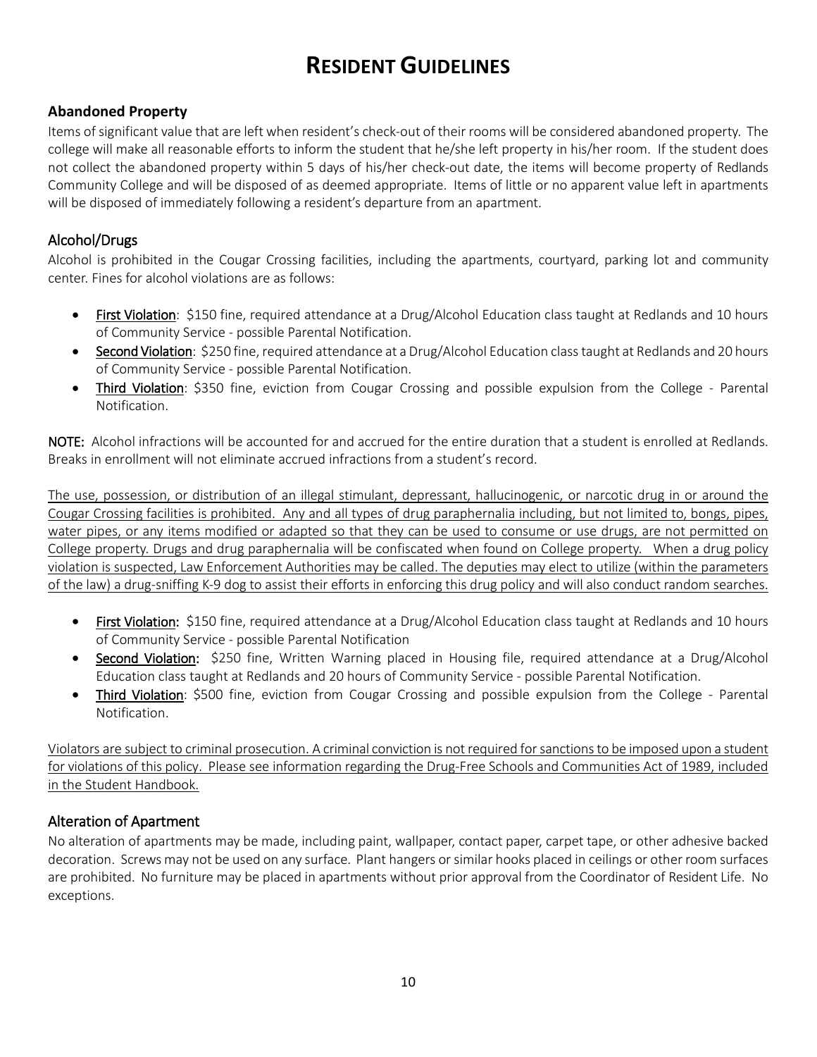# RESIDENT GUIDELINES

### Abandoned Property

Items of significant value that are left when resident's check-out of their rooms will be considered abandoned property. The college will make all reasonable efforts to inform the student that he/she left property in his/her room. If the student does not collect the abandoned property within 5 days of his/her check-out date, the items will become property of Redlands Community College and will be disposed of as deemed appropriate. Items of little or no apparent value left in apartments will be disposed of immediately following a resident's departure from an apartment.

### Alcohol/Drugs

Alcohol is prohibited in the Cougar Crossing facilities, including the apartments, courtyard, parking lot and community center. Fines for alcohol violations are as follows:

- **First Violation**: $150 fine, required attendance at a Drug/Alcohol Education class taught at Redlands and 10 hours of Community Service - possible Parental Notification.
- **Second Violation**: $250 fine, required attendance at a Drug/Alcohol Education class taught at Redlands and 20 hours of Community Service - possible Parental Notification.
- **Third Violation**: $350 fine, eviction from Cougar Crossing and possible expulsion from the College - Parental Notification.

**NOTE:** Alcohol infractions will be accounted for and accrued for the entire duration that a student is enrolled at Redlands. Breaks in enrollment will not eliminate accrued infractions from a student's record.

The use, possession, or distribution of an illegal stimulant, depressant, hallucinogenic, or narcotic drug in or around the Cougar Crossing facilities is prohibited. Any and all types of drug paraphernalia including, but not limited to, bongs, pipes, water pipes, or any items modified or adapted so that they can be used to consume or use drugs, are not permitted on College property. Drugs and drug paraphernalia will be confiscated when found on College property. When a drug policy violation is suspected, Law Enforcement Authorities may be called. The deputies may elect to utilize (within the parameters of the law) a drug-sniffing K-9 dog to assist their efforts in enforcing this drug policy and will also conduct random searches.

- **First Violation:** $150 fine, required attendance at a Drug/Alcohol Education class taught at Redlands and 10 hours of Community Service - possible Parental Notification
- **Second Violation:** $250 fine, Written Warning placed in Housing file, required attendance at a Drug/Alcohol Education class taught at Redlands and 20 hours of Community Service - possible Parental Notification.
- **Third Violation**: $500 fine, eviction from Cougar Crossing and possible expulsion from the College - Parental Notification.

Violators are subject to criminal prosecution. A criminal conviction is not required for sanctions to be imposed upon a student for violations of this policy. Please see information regarding the Drug-Free Schools and Communities Act of 1989, included in the Student Handbook.

### Alteration of Apartment

No alteration of apartments may be made, including paint, wallpaper, contact paper, carpet tape, or other adhesive backed decoration. Screws may not be used on any surface. Plant hangers or similar hooks placed in ceilings or other room surfaces are prohibited. No furniture may be placed in apartments without prior approval from the Coordinator of Resident Life. No exceptions.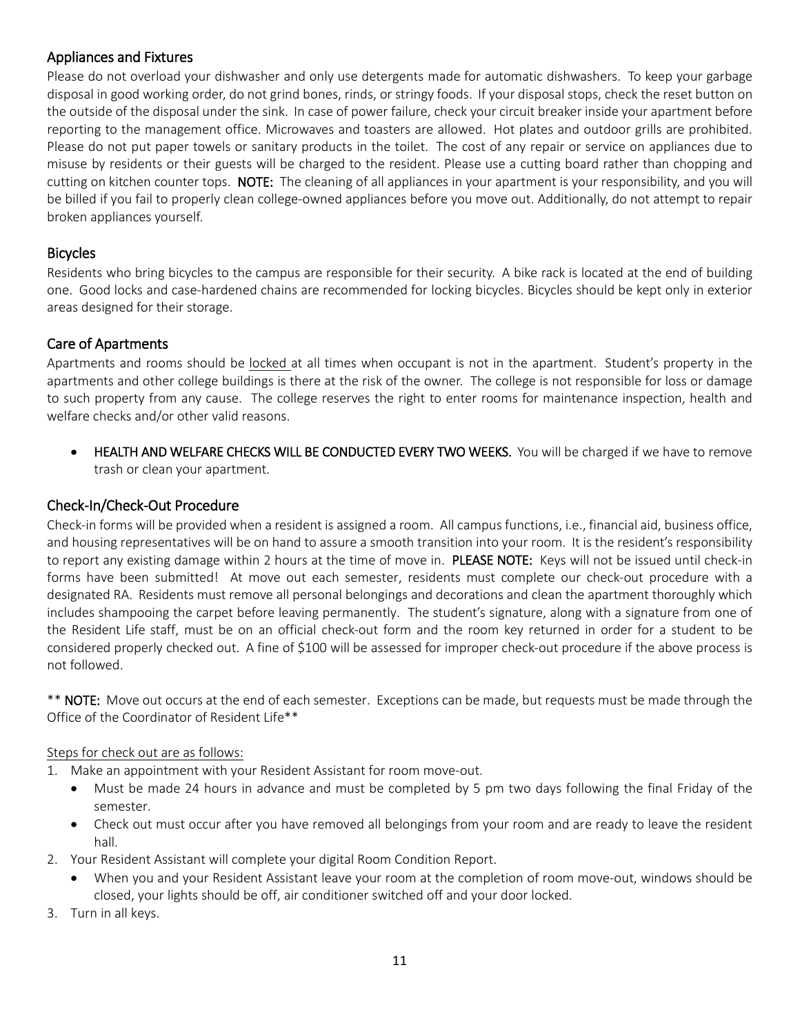## Appliances and Fixtures

Please do not overload your dishwasher and only use detergents made for automatic dishwashers. To keep your garbage disposal in good working order, do not grind bones, rinds, or stringy foods. If your disposal stops, check the reset button on the outside of the disposal under the sink. In case of power failure, check your circuit breaker inside your apartment before reporting to the management office. Microwaves and toasters are allowed. Hot plates and outdoor grills are prohibited. Please do not put paper towels or sanitary products in the toilet. The cost of any repair or service on appliances due to misuse by residents or their guests will be charged to the resident. Please use a cutting board rather than chopping and cutting on kitchen counter tops. **NOTE:** The cleaning of all appliances in your apartment is your responsibility, and you will be billed if you fail to properly clean college-owned appliances before you move out. Additionally, do not attempt to repair broken appliances yourself.

## Bicycles

Residents who bring bicycles to the campus are responsible for their security. A bike rack is located at the end of building one. Good locks and case-hardened chains are recommended for locking bicycles. Bicycles should be kept only in exterior areas designed for their storage.

## Care of Apartments

Apartments and rooms should be <u>locked</u> at all times when occupant is not in the apartment. Student's property in the apartments and other college buildings is there at the risk of the owner. The college is not responsible for loss or damage to such property from any cause. The college reserves the right to enter rooms for maintenance inspection, health and welfare checks and/or other valid reasons.

- **HEALTH AND WELFARE CHECKS WILL BE CONDUCTED EVERY TWO WEEKS.** You will be charged if we have to remove trash or clean your apartment.

## Check-In/Check-Out Procedure

Check-in forms will be provided when a resident is assigned a room. All campus functions, i.e., financial aid, business office, and housing representatives will be on hand to assure a smooth transition into your room. It is the resident's responsibility to report any existing damage within 2 hours at the time of move in. **PLEASE NOTE:** Keys will not be issued until check-in forms have been submitted! At move out each semester, residents must complete our check-out procedure with a designated RA. Residents must remove all personal belongings and decorations and clean the apartment thoroughly which includes shampooing the carpet before leaving permanently. The student's signature, along with a signature from one of the Resident Life staff, must be on an official check-out form and the room key returned in order for a student to be considered properly checked out. A fine of $100 will be assessed for improper check-out procedure if the above process is not followed.

** **NOTE:** Move out occurs at the end of each semester. Exceptions can be made, but requests must be made through the Office of the Coordinator of Resident Life**

<u>Steps for check out are as follows:</u>

1. Make an appointment with your Resident Assistant for room move-out.
   - Must be made 24 hours in advance and must be completed by 5 pm two days following the final Friday of the semester.
   - Check out must occur after you have removed all belongings from your room and are ready to leave the resident hall.
2. Your Resident Assistant will complete your digital Room Condition Report.
   - When you and your Resident Assistant leave your room at the completion of room move-out, windows should be closed, your lights should be off, air conditioner switched off and your door locked.
3. Turn in all keys.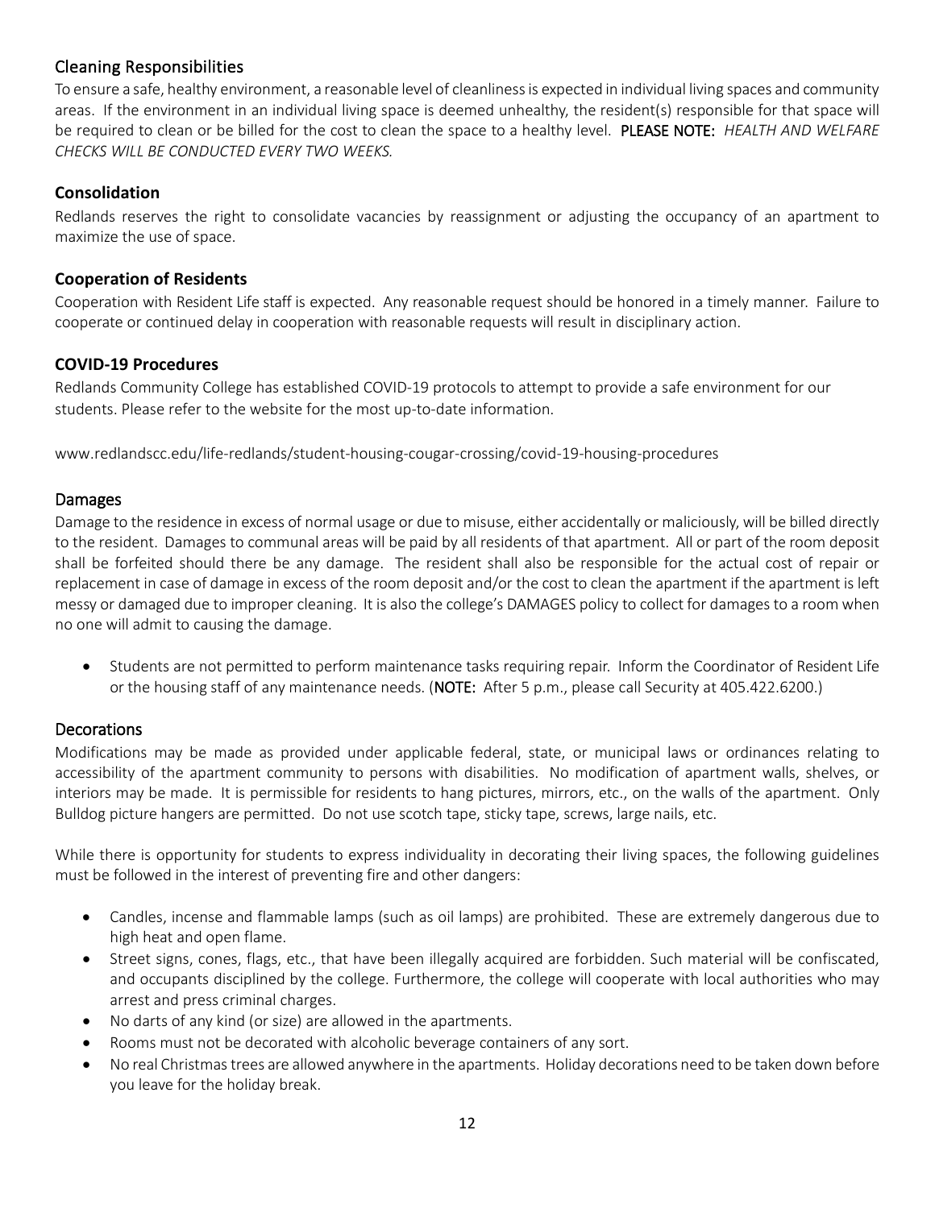## Cleaning Responsibilities

To ensure a safe, healthy environment, a reasonable level of cleanliness is expected in individual living spaces and community areas. If the environment in an individual living space is deemed unhealthy, the resident(s) responsible for that space will be required to clean or be billed for the cost to clean the space to a healthy level. **PLEASE NOTE:** *HEALTH AND WELFARE CHECKS WILL BE CONDUCTED EVERY TWO WEEKS.*

## Consolidation

Redlands reserves the right to consolidate vacancies by reassignment or adjusting the occupancy of an apartment to maximize the use of space.

## Cooperation of Residents

Cooperation with Resident Life staff is expected. Any reasonable request should be honored in a timely manner. Failure to cooperate or continued delay in cooperation with reasonable requests will result in disciplinary action.

## COVID-19 Procedures

Redlands Community College has established COVID-19 protocols to attempt to provide a safe environment for our students. Please refer to the website for the most up-to-date information.

www.redlandscc.edu/life-redlands/student-housing-cougar-crossing/covid-19-housing-procedures

## Damages

Damage to the residence in excess of normal usage or due to misuse, either accidentally or maliciously, will be billed directly to the resident. Damages to communal areas will be paid by all residents of that apartment. All or part of the room deposit shall be forfeited should there be any damage. The resident shall also be responsible for the actual cost of repair or replacement in case of damage in excess of the room deposit and/or the cost to clean the apartment if the apartment is left messy or damaged due to improper cleaning. It is also the college's DAMAGES policy to collect for damages to a room when no one will admit to causing the damage.

- Students are not permitted to perform maintenance tasks requiring repair. Inform the Coordinator of Resident Life or the housing staff of any maintenance needs. (**NOTE:** After 5 p.m., please call Security at 405.422.6200.)

## Decorations

Modifications may be made as provided under applicable federal, state, or municipal laws or ordinances relating to accessibility of the apartment community to persons with disabilities. No modification of apartment walls, shelves, or interiors may be made. It is permissible for residents to hang pictures, mirrors, etc., on the walls of the apartment. Only Bulldog picture hangers are permitted. Do not use scotch tape, sticky tape, screws, large nails, etc.

While there is opportunity for students to express individuality in decorating their living spaces, the following guidelines must be followed in the interest of preventing fire and other dangers:

- Candles, incense and flammable lamps (such as oil lamps) are prohibited. These are extremely dangerous due to high heat and open flame.
- Street signs, cones, flags, etc., that have been illegally acquired are forbidden. Such material will be confiscated, and occupants disciplined by the college. Furthermore, the college will cooperate with local authorities who may arrest and press criminal charges.
- No darts of any kind (or size) are allowed in the apartments.
- Rooms must not be decorated with alcoholic beverage containers of any sort.
- No real Christmas trees are allowed anywhere in the apartments. Holiday decorations need to be taken down before you leave for the holiday break.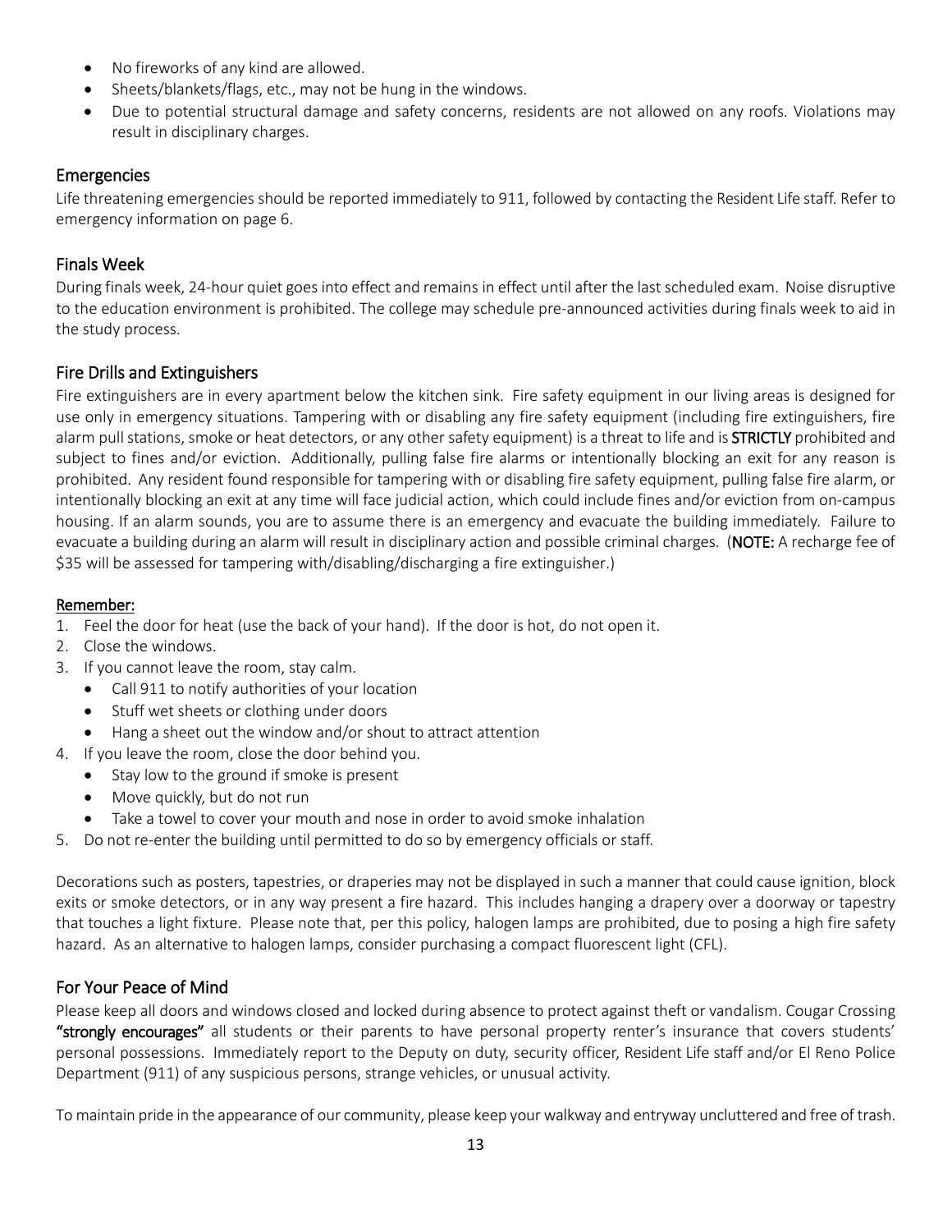- No fireworks of any kind are allowed.
- Sheets/blankets/flags, etc., may not be hung in the windows.
- Due to potential structural damage and safety concerns, residents are not allowed on any roofs. Violations may result in disciplinary charges.

## Emergencies

Life threatening emergencies should be reported immediately to 911, followed by contacting the Resident Life staff. Refer to emergency information on page 6.

## Finals Week

During finals week, 24-hour quiet goes into effect and remains in effect until after the last scheduled exam. Noise disruptive to the education environment is prohibited. The college may schedule pre-announced activities during finals week to aid in the study process.

## Fire Drills and Extinguishers

Fire extinguishers are in every apartment below the kitchen sink. Fire safety equipment in our living areas is designed for use only in emergency situations. Tampering with or disabling any fire safety equipment (including fire extinguishers, fire alarm pull stations, smoke or heat detectors, or any other safety equipment) is a threat to life and is **STRICTLY** prohibited and subject to fines and/or eviction. Additionally, pulling false fire alarms or intentionally blocking an exit for any reason is prohibited. Any resident found responsible for tampering with or disabling fire safety equipment, pulling false fire alarm, or intentionally blocking an exit at any time will face judicial action, which could include fines and/or eviction from on-campus housing. If an alarm sounds, you are to assume there is an emergency and evacuate the building immediately. Failure to evacuate a building during an alarm will result in disciplinary action and possible criminal charges. (**NOTE:** A recharge fee of $35 will be assessed for tampering with/disabling/discharging a fire extinguisher.)

**Remember:**

1. Feel the door for heat (use the back of your hand). If the door is hot, do not open it.
2. Close the windows.
3. If you cannot leave the room, stay calm.
   - Call 911 to notify authorities of your location
   - Stuff wet sheets or clothing under doors
   - Hang a sheet out the window and/or shout to attract attention
4. If you leave the room, close the door behind you.
   - Stay low to the ground if smoke is present
   - Move quickly, but do not run
   - Take a towel to cover your mouth and nose in order to avoid smoke inhalation
5. Do not re-enter the building until permitted to do so by emergency officials or staff.

Decorations such as posters, tapestries, or draperies may not be displayed in such a manner that could cause ignition, block exits or smoke detectors, or in any way present a fire hazard. This includes hanging a drapery over a doorway or tapestry that touches a light fixture. Please note that, per this policy, halogen lamps are prohibited, due to posing a high fire safety hazard. As an alternative to halogen lamps, consider purchasing a compact fluorescent light (CFL).

## For Your Peace of Mind

Please keep all doors and windows closed and locked during absence to protect against theft or vandalism. Cougar Crossing **"strongly encourages"** all students or their parents to have personal property renter's insurance that covers students' personal possessions. Immediately report to the Deputy on duty, security officer, Resident Life staff and/or El Reno Police Department (911) of any suspicious persons, strange vehicles, or unusual activity.

To maintain pride in the appearance of our community, please keep your walkway and entryway uncluttered and free of trash.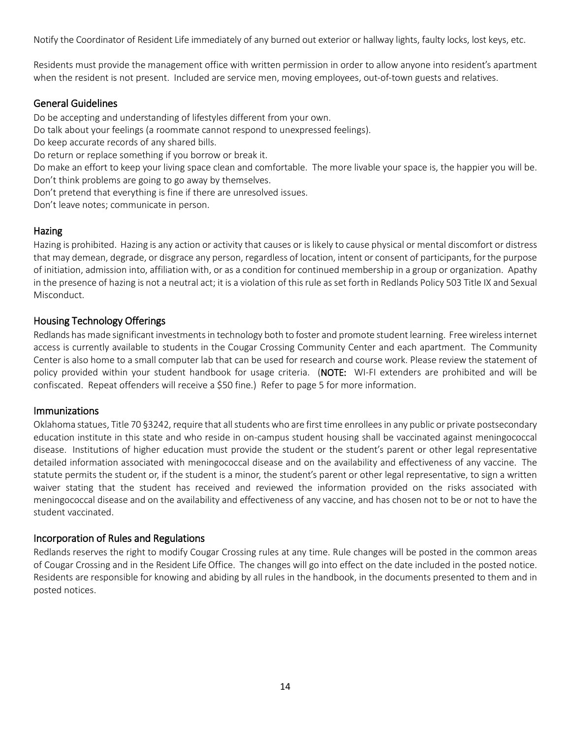Notify the Coordinator of Resident Life immediately of any burned out exterior or hallway lights, faulty locks, lost keys, etc.

Residents must provide the management office with written permission in order to allow anyone into resident's apartment when the resident is not present. Included are service men, moving employees, out-of-town guests and relatives.

## General Guidelines

Do be accepting and understanding of lifestyles different from your own.
Do talk about your feelings (a roommate cannot respond to unexpressed feelings).
Do keep accurate records of any shared bills.
Do return or replace something if you borrow or break it.
Do make an effort to keep your living space clean and comfortable. The more livable your space is, the happier you will be.
Don't think problems are going to go away by themselves.
Don't pretend that everything is fine if there are unresolved issues.
Don't leave notes; communicate in person.

## Hazing

Hazing is prohibited. Hazing is any action or activity that causes or is likely to cause physical or mental discomfort or distress that may demean, degrade, or disgrace any person, regardless of location, intent or consent of participants, for the purpose of initiation, admission into, affiliation with, or as a condition for continued membership in a group or organization. Apathy in the presence of hazing is not a neutral act; it is a violation of this rule as set forth in Redlands Policy 503 Title IX and Sexual Misconduct.

## Housing Technology Offerings

Redlands has made significant investments in technology both to foster and promote student learning. Free wireless internet access is currently available to students in the Cougar Crossing Community Center and each apartment. The Community Center is also home to a small computer lab that can be used for research and course work. Please review the statement of policy provided within your student handbook for usage criteria. (**NOTE:** WI-FI extenders are prohibited and will be confiscated. Repeat offenders will receive a $50 fine.) Refer to page 5 for more information.

## Immunizations

Oklahoma statues, Title 70 §3242, require that all students who are first time enrollees in any public or private postsecondary education institute in this state and who reside in on-campus student housing shall be vaccinated against meningococcal disease. Institutions of higher education must provide the student or the student's parent or other legal representative detailed information associated with meningococcal disease and on the availability and effectiveness of any vaccine. The statute permits the student or, if the student is a minor, the student's parent or other legal representative, to sign a written waiver stating that the student has received and reviewed the information provided on the risks associated with meningococcal disease and on the availability and effectiveness of any vaccine, and has chosen not to be or not to have the student vaccinated.

## Incorporation of Rules and Regulations

Redlands reserves the right to modify Cougar Crossing rules at any time. Rule changes will be posted in the common areas of Cougar Crossing and in the Resident Life Office. The changes will go into effect on the date included in the posted notice. Residents are responsible for knowing and abiding by all rules in the handbook, in the documents presented to them and in posted notices.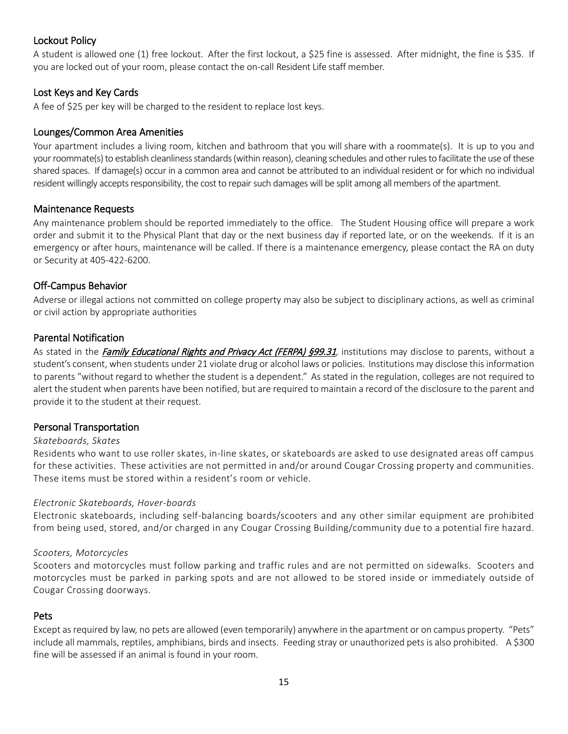## Lockout Policy

A student is allowed one (1) free lockout. After the first lockout, a $25 fine is assessed. After midnight, the fine is $35. If you are locked out of your room, please contact the on-call Resident Life staff member.

## Lost Keys and Key Cards

A fee of $25 per key will be charged to the resident to replace lost keys.

## Lounges/Common Area Amenities

Your apartment includes a living room, kitchen and bathroom that you will share with a roommate(s). It is up to you and your roommate(s) to establish cleanliness standards (within reason), cleaning schedules and other rules to facilitate the use of these shared spaces. If damage(s) occur in a common area and cannot be attributed to an individual resident or for which no individual resident willingly accepts responsibility, the cost to repair such damages will be split among all members of the apartment.

## Maintenance Requests

Any maintenance problem should be reported immediately to the office. The Student Housing office will prepare a work order and submit it to the Physical Plant that day or the next business day if reported late, or on the weekends. If it is an emergency or after hours, maintenance will be called. If there is a maintenance emergency, please contact the RA on duty or Security at 405-422-6200.

## Off-Campus Behavior

Adverse or illegal actions not committed on college property may also be subject to disciplinary actions, as well as criminal or civil action by appropriate authorities

## Parental Notification

As stated in the ***Family Educational Rights and Privacy Act (FERPA) §99.31***, institutions may disclose to parents, without a student's consent, when students under 21 violate drug or alcohol laws or policies. Institutions may disclose this information to parents "without regard to whether the student is a dependent." As stated in the regulation, colleges are not required to alert the student when parents have been notified, but are required to maintain a record of the disclosure to the parent and provide it to the student at their request.

## Personal Transportation

*Skateboards, Skates*

Residents who want to use roller skates, in-line skates, or skateboards are asked to use designated areas off campus for these activities. These activities are not permitted in and/or around Cougar Crossing property and communities. These items must be stored within a resident's room or vehicle.

*Electronic Skateboards, Hover-boards*

Electronic skateboards, including self-balancing boards/scooters and any other similar equipment are prohibited from being used, stored, and/or charged in any Cougar Crossing Building/community due to a potential fire hazard.

*Scooters, Motorcycles*

Scooters and motorcycles must follow parking and traffic rules and are not permitted on sidewalks. Scooters and motorcycles must be parked in parking spots and are not allowed to be stored inside or immediately outside of Cougar Crossing doorways.

## Pets

Except as required by law, no pets are allowed (even temporarily) anywhere in the apartment or on campus property. "Pets" include all mammals, reptiles, amphibians, birds and insects. Feeding stray or unauthorized pets is also prohibited. A $300 fine will be assessed if an animal is found in your room.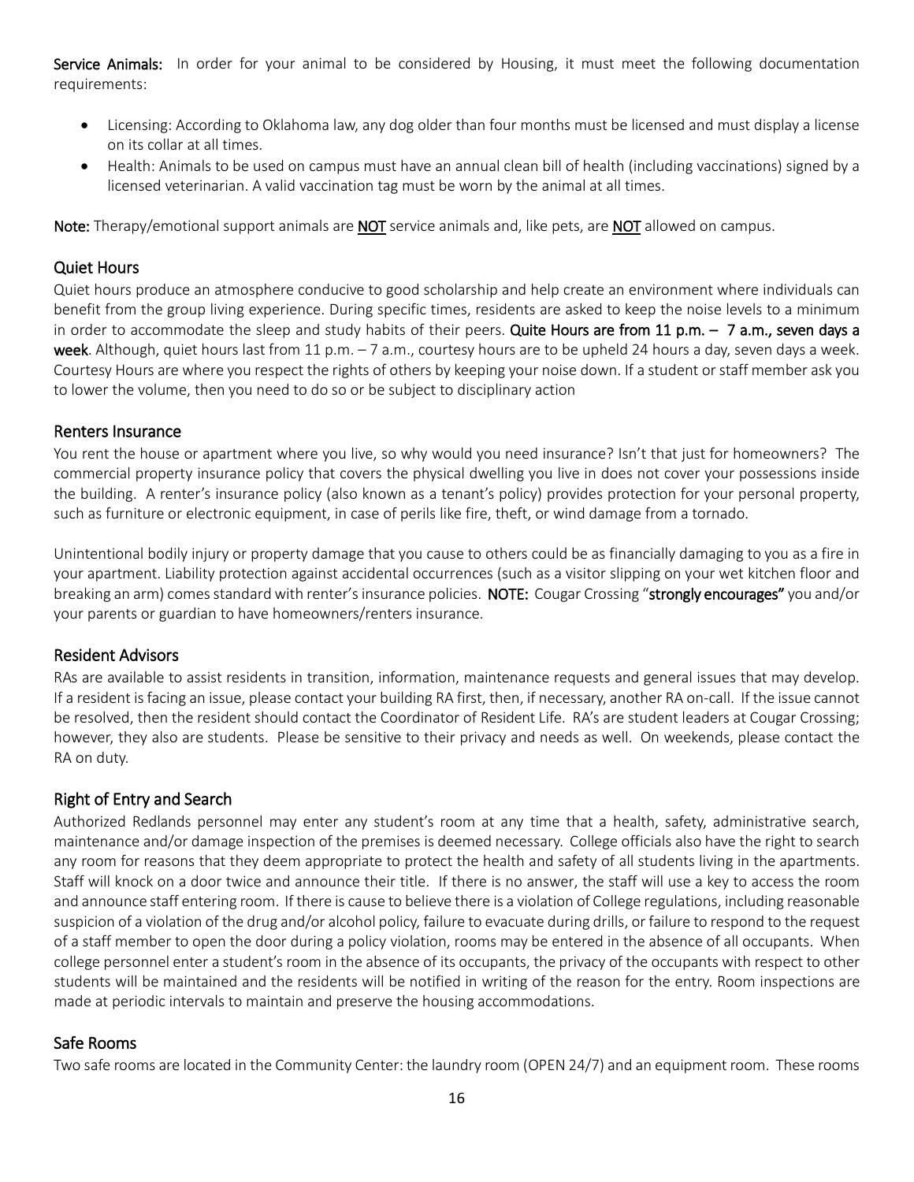**Service Animals:** In order for your animal to be considered by Housing, it must meet the following documentation requirements:

- Licensing: According to Oklahoma law, any dog older than four months must be licensed and must display a license on its collar at all times.
- Health: Animals to be used on campus must have an annual clean bill of health (including vaccinations) signed by a licensed veterinarian. A valid vaccination tag must be worn by the animal at all times.

**Note:** Therapy/emotional support animals are **NOT** service animals and, like pets, are **NOT** allowed on campus.

## Quiet Hours

Quiet hours produce an atmosphere conducive to good scholarship and help create an environment where individuals can benefit from the group living experience. During specific times, residents are asked to keep the noise levels to a minimum in order to accommodate the sleep and study habits of their peers. **Quite Hours are from 11 p.m. – 7 a.m., seven days a week**. Although, quiet hours last from 11 p.m. – 7 a.m., courtesy hours are to be upheld 24 hours a day, seven days a week. Courtesy Hours are where you respect the rights of others by keeping your noise down. If a student or staff member ask you to lower the volume, then you need to do so or be subject to disciplinary action

## Renters Insurance

You rent the house or apartment where you live, so why would you need insurance? Isn't that just for homeowners? The commercial property insurance policy that covers the physical dwelling you live in does not cover your possessions inside the building. A renter's insurance policy (also known as a tenant's policy) provides protection for your personal property, such as furniture or electronic equipment, in case of perils like fire, theft, or wind damage from a tornado.

Unintentional bodily injury or property damage that you cause to others could be as financially damaging to you as a fire in your apartment. Liability protection against accidental occurrences (such as a visitor slipping on your wet kitchen floor and breaking an arm) comes standard with renter's insurance policies. **NOTE:** Cougar Crossing "**strongly encourages"** you and/or your parents or guardian to have homeowners/renters insurance.

## Resident Advisors

RAs are available to assist residents in transition, information, maintenance requests and general issues that may develop. If a resident is facing an issue, please contact your building RA first, then, if necessary, another RA on-call. If the issue cannot be resolved, then the resident should contact the Coordinator of Resident Life. RA's are student leaders at Cougar Crossing; however, they also are students. Please be sensitive to their privacy and needs as well. On weekends, please contact the RA on duty.

## Right of Entry and Search

Authorized Redlands personnel may enter any student's room at any time that a health, safety, administrative search, maintenance and/or damage inspection of the premises is deemed necessary. College officials also have the right to search any room for reasons that they deem appropriate to protect the health and safety of all students living in the apartments. Staff will knock on a door twice and announce their title. If there is no answer, the staff will use a key to access the room and announce staff entering room. If there is cause to believe there is a violation of College regulations, including reasonable suspicion of a violation of the drug and/or alcohol policy, failure to evacuate during drills, or failure to respond to the request of a staff member to open the door during a policy violation, rooms may be entered in the absence of all occupants. When college personnel enter a student's room in the absence of its occupants, the privacy of the occupants with respect to other students will be maintained and the residents will be notified in writing of the reason for the entry. Room inspections are made at periodic intervals to maintain and preserve the housing accommodations.

## Safe Rooms

Two safe rooms are located in the Community Center: the laundry room (OPEN 24/7) and an equipment room. These rooms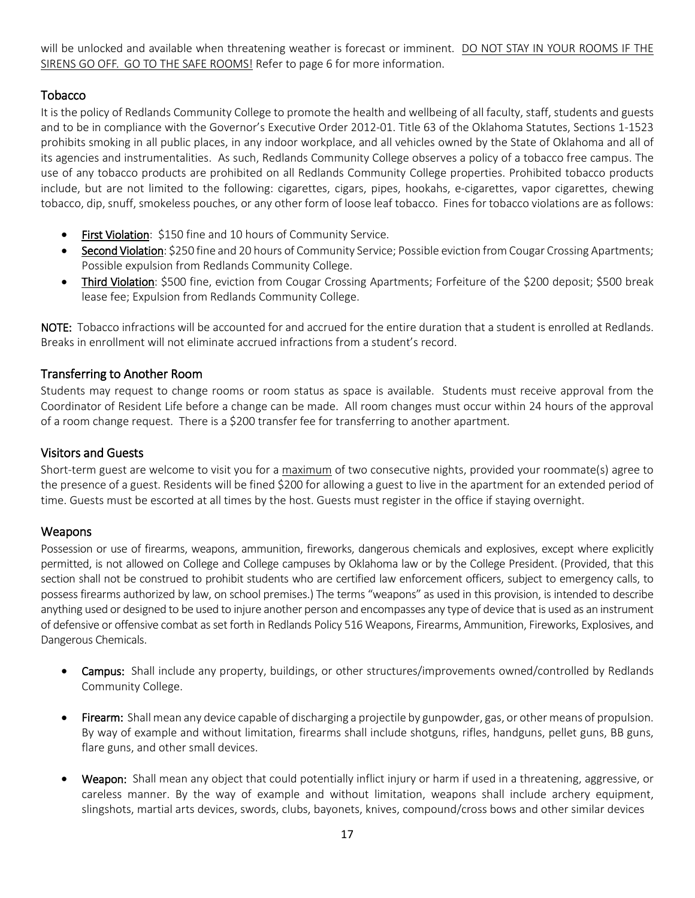will be unlocked and available when threatening weather is forecast or imminent. <u>DO NOT STAY IN YOUR ROOMS IF THE SIRENS GO OFF. GO TO THE SAFE ROOMS!</u> Refer to page 6 for more information.

## Tobacco

It is the policy of Redlands Community College to promote the health and wellbeing of all faculty, staff, students and guests and to be in compliance with the Governor's Executive Order 2012-01. Title 63 of the Oklahoma Statutes, Sections 1-1523 prohibits smoking in all public places, in any indoor workplace, and all vehicles owned by the State of Oklahoma and all of its agencies and instrumentalities. As such, Redlands Community College observes a policy of a tobacco free campus. The use of any tobacco products are prohibited on all Redlands Community College properties. Prohibited tobacco products include, but are not limited to the following: cigarettes, cigars, pipes, hookahs, e-cigarettes, vapor cigarettes, chewing tobacco, dip, snuff, smokeless pouches, or any other form of loose leaf tobacco. Fines for tobacco violations are as follows:

- <u>First Violation</u>: $150 fine and 10 hours of Community Service.
- <u>Second Violation</u>: $250 fine and 20 hours of Community Service; Possible eviction from Cougar Crossing Apartments; Possible expulsion from Redlands Community College.
- <u>Third Violation</u>: $500 fine, eviction from Cougar Crossing Apartments; Forfeiture of the $200 deposit; $500 break lease fee; Expulsion from Redlands Community College.

**NOTE:** Tobacco infractions will be accounted for and accrued for the entire duration that a student is enrolled at Redlands. Breaks in enrollment will not eliminate accrued infractions from a student's record.

## Transferring to Another Room

Students may request to change rooms or room status as space is available. Students must receive approval from the Coordinator of Resident Life before a change can be made. All room changes must occur within 24 hours of the approval of a room change request. There is a $200 transfer fee for transferring to another apartment.

## Visitors and Guests

Short-term guest are welcome to visit you for a <u>maximum</u> of two consecutive nights, provided your roommate(s) agree to the presence of a guest. Residents will be fined $200 for allowing a guest to live in the apartment for an extended period of time. Guests must be escorted at all times by the host. Guests must register in the office if staying overnight.

## Weapons

Possession or use of firearms, weapons, ammunition, fireworks, dangerous chemicals and explosives, except where explicitly permitted, is not allowed on College and College campuses by Oklahoma law or by the College President. (Provided, that this section shall not be construed to prohibit students who are certified law enforcement officers, subject to emergency calls, to possess firearms authorized by law, on school premises.) The terms "weapons" as used in this provision, is intended to describe anything used or designed to be used to injure another person and encompasses any type of device that is used as an instrument of defensive or offensive combat as set forth in Redlands Policy 516 Weapons, Firearms, Ammunition, Fireworks, Explosives, and Dangerous Chemicals.

- **Campus:** Shall include any property, buildings, or other structures/improvements owned/controlled by Redlands Community College.
- **Firearm:** Shall mean any device capable of discharging a projectile by gunpowder, gas, or other means of propulsion. By way of example and without limitation, firearms shall include shotguns, rifles, handguns, pellet guns, BB guns, flare guns, and other small devices.
- **Weapon:** Shall mean any object that could potentially inflict injury or harm if used in a threatening, aggressive, or careless manner. By the way of example and without limitation, weapons shall include archery equipment, slingshots, martial arts devices, swords, clubs, bayonets, knives, compound/cross bows and other similar devices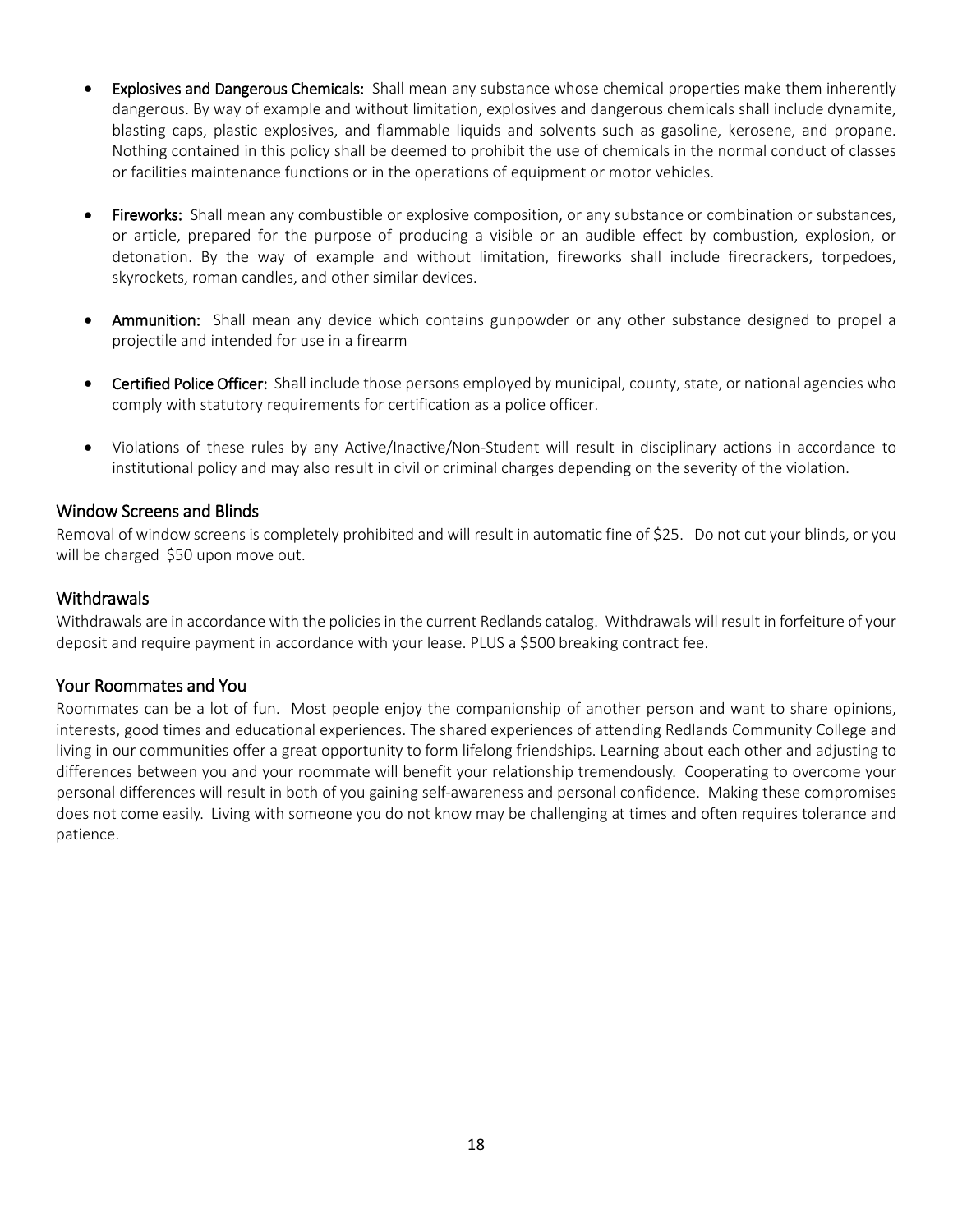- **Explosives and Dangerous Chemicals:** Shall mean any substance whose chemical properties make them inherently dangerous. By way of example and without limitation, explosives and dangerous chemicals shall include dynamite, blasting caps, plastic explosives, and flammable liquids and solvents such as gasoline, kerosene, and propane. Nothing contained in this policy shall be deemed to prohibit the use of chemicals in the normal conduct of classes or facilities maintenance functions or in the operations of equipment or motor vehicles.

- **Fireworks:** Shall mean any combustible or explosive composition, or any substance or combination or substances, or article, prepared for the purpose of producing a visible or an audible effect by combustion, explosion, or detonation. By the way of example and without limitation, fireworks shall include firecrackers, torpedoes, skyrockets, roman candles, and other similar devices.

- **Ammunition:** Shall mean any device which contains gunpowder or any other substance designed to propel a projectile and intended for use in a firearm

- **Certified Police Officer:** Shall include those persons employed by municipal, county, state, or national agencies who comply with statutory requirements for certification as a police officer.

- Violations of these rules by any Active/Inactive/Non-Student will result in disciplinary actions in accordance to institutional policy and may also result in civil or criminal charges depending on the severity of the violation.

## Window Screens and Blinds

Removal of window screens is completely prohibited and will result in automatic fine of $25. Do not cut your blinds, or you will be charged $50 upon move out.

## Withdrawals

Withdrawals are in accordance with the policies in the current Redlands catalog. Withdrawals will result in forfeiture of your deposit and require payment in accordance with your lease. PLUS a $500 breaking contract fee.

## Your Roommates and You

Roommates can be a lot of fun. Most people enjoy the companionship of another person and want to share opinions, interests, good times and educational experiences. The shared experiences of attending Redlands Community College and living in our communities offer a great opportunity to form lifelong friendships. Learning about each other and adjusting to differences between you and your roommate will benefit your relationship tremendously. Cooperating to overcome your personal differences will result in both of you gaining self-awareness and personal confidence. Making these compromises does not come easily. Living with someone you do not know may be challenging at times and often requires tolerance and patience.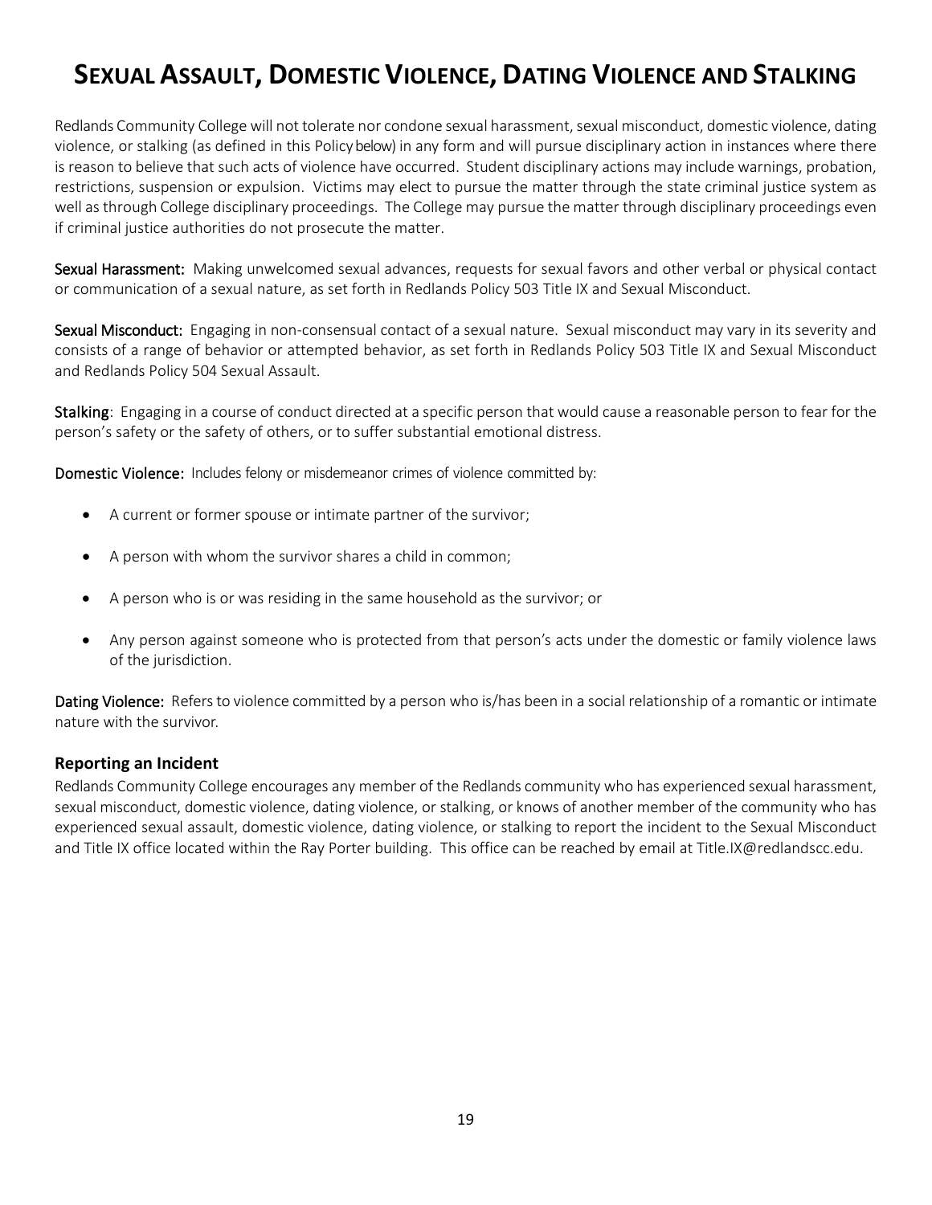# Sexual Assault, Domestic Violence, Dating Violence and Stalking

Redlands Community College will not tolerate nor condone sexual harassment, sexual misconduct, domestic violence, dating violence, or stalking (as defined in this Policy below) in any form and will pursue disciplinary action in instances where there is reason to believe that such acts of violence have occurred. Student disciplinary actions may include warnings, probation, restrictions, suspension or expulsion. Victims may elect to pursue the matter through the state criminal justice system as well as through College disciplinary proceedings. The College may pursue the matter through disciplinary proceedings even if criminal justice authorities do not prosecute the matter.

**Sexual Harassment:** Making unwelcomed sexual advances, requests for sexual favors and other verbal or physical contact or communication of a sexual nature, as set forth in Redlands Policy 503 Title IX and Sexual Misconduct.

**Sexual Misconduct:** Engaging in non-consensual contact of a sexual nature. Sexual misconduct may vary in its severity and consists of a range of behavior or attempted behavior, as set forth in Redlands Policy 503 Title IX and Sexual Misconduct and Redlands Policy 504 Sexual Assault.

**Stalking**: Engaging in a course of conduct directed at a specific person that would cause a reasonable person to fear for the person's safety or the safety of others, or to suffer substantial emotional distress.

**Domestic Violence:** Includes felony or misdemeanor crimes of violence committed by:

- A current or former spouse or intimate partner of the survivor;
- A person with whom the survivor shares a child in common;
- A person who is or was residing in the same household as the survivor; or
- Any person against someone who is protected from that person's acts under the domestic or family violence laws of the jurisdiction.

**Dating Violence:** Refers to violence committed by a person who is/has been in a social relationship of a romantic or intimate nature with the survivor.

### Reporting an Incident

Redlands Community College encourages any member of the Redlands community who has experienced sexual harassment, sexual misconduct, domestic violence, dating violence, or stalking, or knows of another member of the community who has experienced sexual assault, domestic violence, dating violence, or stalking to report the incident to the Sexual Misconduct and Title IX office located within the Ray Porter building. This office can be reached by email at Title.IX@redlandscc.edu.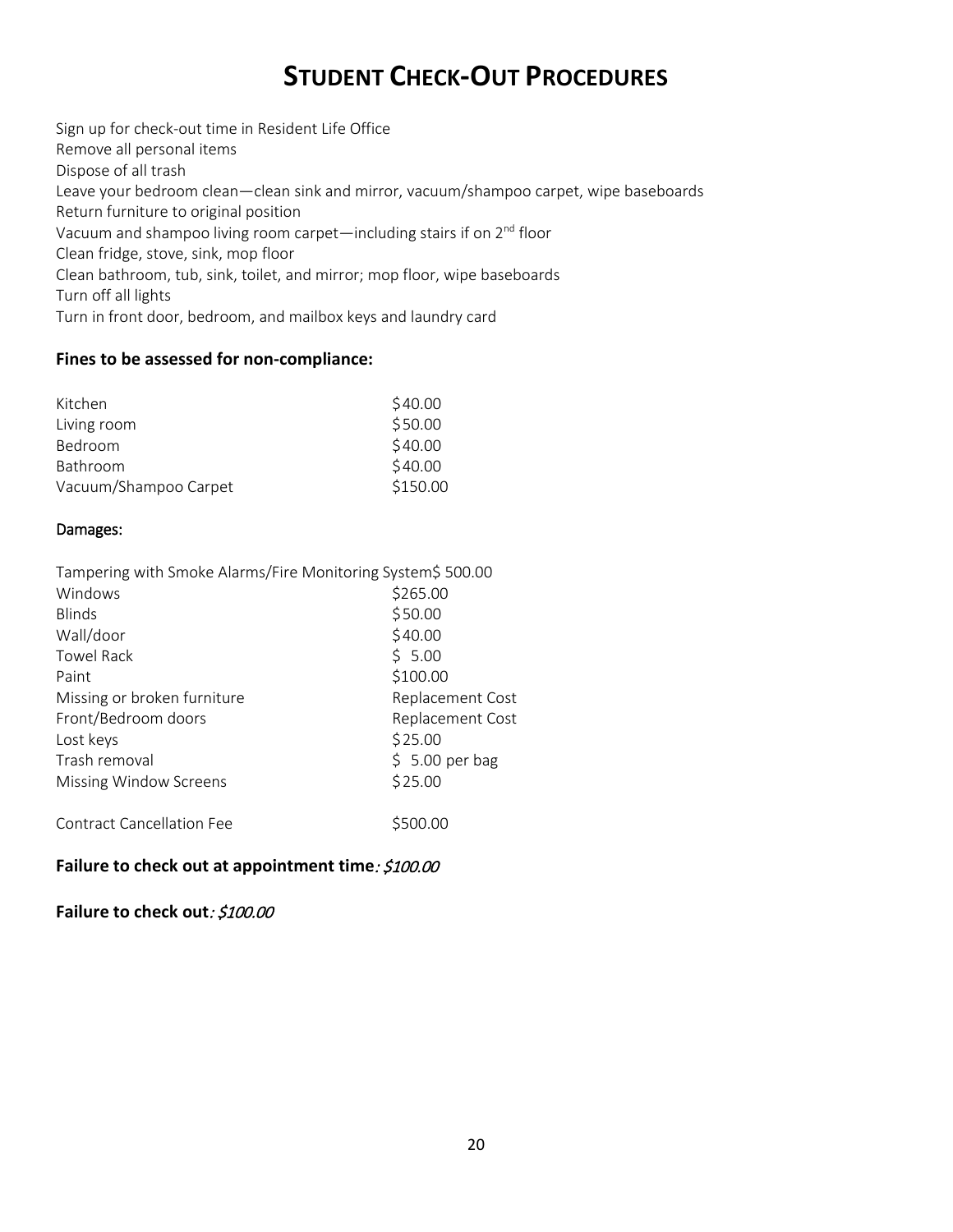# STUDENT CHECK-OUT PROCEDURES

Sign up for check-out time in Resident Life Office
Remove all personal items
Dispose of all trash
Leave your bedroom clean—clean sink and mirror, vacuum/shampoo carpet, wipe baseboards
Return furniture to original position
Vacuum and shampoo living room carpet—including stairs if on 2nd floor
Clean fridge, stove, sink, mop floor
Clean bathroom, tub, sink, toilet, and mirror; mop floor, wipe baseboards
Turn off all lights
Turn in front door, bedroom, and mailbox keys and laundry card

### Fines to be assessed for non-compliance:

| | |
|---|---|
| Kitchen | $40.00 |
| Living room | $50.00 |
| Bedroom | $40.00 |
| Bathroom | $40.00 |
| Vacuum/Shampoo Carpet | $150.00 |

Damages:

| | |
|---|---|
| Tampering with Smoke Alarms/Fire Monitoring System | $ 500.00 |
| Windows | $265.00 |
| Blinds | $50.00 |
| Wall/door | $40.00 |
| Towel Rack | $ 5.00 |
| Paint | $100.00 |
| Missing or broken furniture | Replacement Cost |
| Front/Bedroom doors | Replacement Cost |
| Lost keys | $25.00 |
| Trash removal | $ 5.00 per bag |
| Missing Window Screens | $25.00 |
| Contract Cancellation Fee | $500.00 |

**Failure to check out at appointment time**: *$100.00*

**Failure to check out**: *$100.00*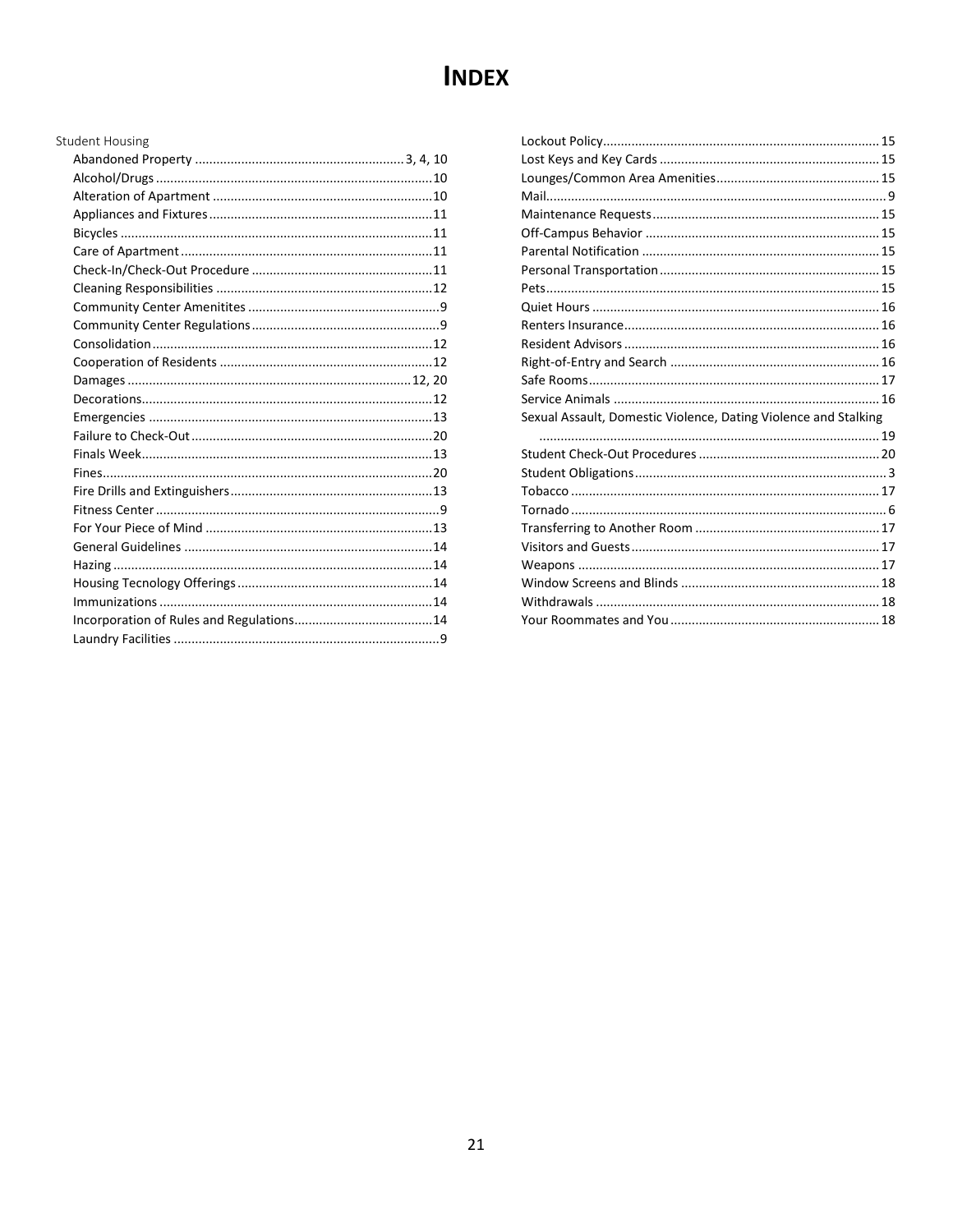# INDEX

Student Housing

- Abandoned Property ........................................................ 3, 4, 10
- Alcohol/Drugs ........................................................................... 10
- Alteration of Apartment ........................................................... 10
- Appliances and Fixtures ............................................................ 11
- Bicycles ..................................................................................... 11
- Care of Apartment .................................................................... 11
- Check-In/Check-Out Procedure ................................................ 11
- Cleaning Responsibilities .......................................................... 12
- Community Center Amenitites ................................................... 9
- Community Center Regulations .................................................. 9
- Consolidation ............................................................................ 12
- Cooperation of Residents ......................................................... 12
- Damages ............................................................................. 12, 20
- Decorations ............................................................................... 12
- Emergencies ............................................................................. 13
- Failure to Check-Out ................................................................. 20
- Finals Week ............................................................................... 13
- Fines .......................................................................................... 20
- Fire Drills and Extinguishers ...................................................... 13
- Fitness Center .............................................................................. 9
- For Your Piece of Mind ............................................................. 13
- General Guidelines ................................................................... 14
- Hazing ....................................................................................... 14
- Housing Tecnology Offerings .................................................... 14
- Immunizations .......................................................................... 14
- Incorporation of Rules and Regulations .................................... 14
- Laundry Facilities ........................................................................ 9
- Lockout Policy ........................................................................... 15
- Lost Keys and Key Cards ........................................................... 15
- Lounges/Common Area Amenities ........................................... 15
- Mail ............................................................................................. 9
- Maintenance Requests ............................................................. 15
- Off-Campus Behavior ............................................................... 15
- Parental Notification ................................................................ 15
- Personal Transportation ........................................................... 15
- Pets ........................................................................................... 15
- Quiet Hours .............................................................................. 16
- Renters Insurance ..................................................................... 16
- Resident Advisors ..................................................................... 16
- Right-of-Entry and Search ......................................................... 16
- Safe Rooms ............................................................................... 17
- Service Animals ........................................................................ 16
- Sexual Assault, Domestic Violence, Dating Violence and Stalking ............................................................................. 19
- Student Check-Out Procedures ................................................. 20
- Student Obligations .................................................................... 3
- Tobacco .................................................................................... 17
- Tornado ...................................................................................... 6
- Transferring to Another Room .................................................. 17
- Visitors and Guests .................................................................... 17
- Weapons .................................................................................. 17
- Window Screens and Blinds ...................................................... 18
- Withdrawals .............................................................................. 18
- Your Roommates and You ......................................................... 18